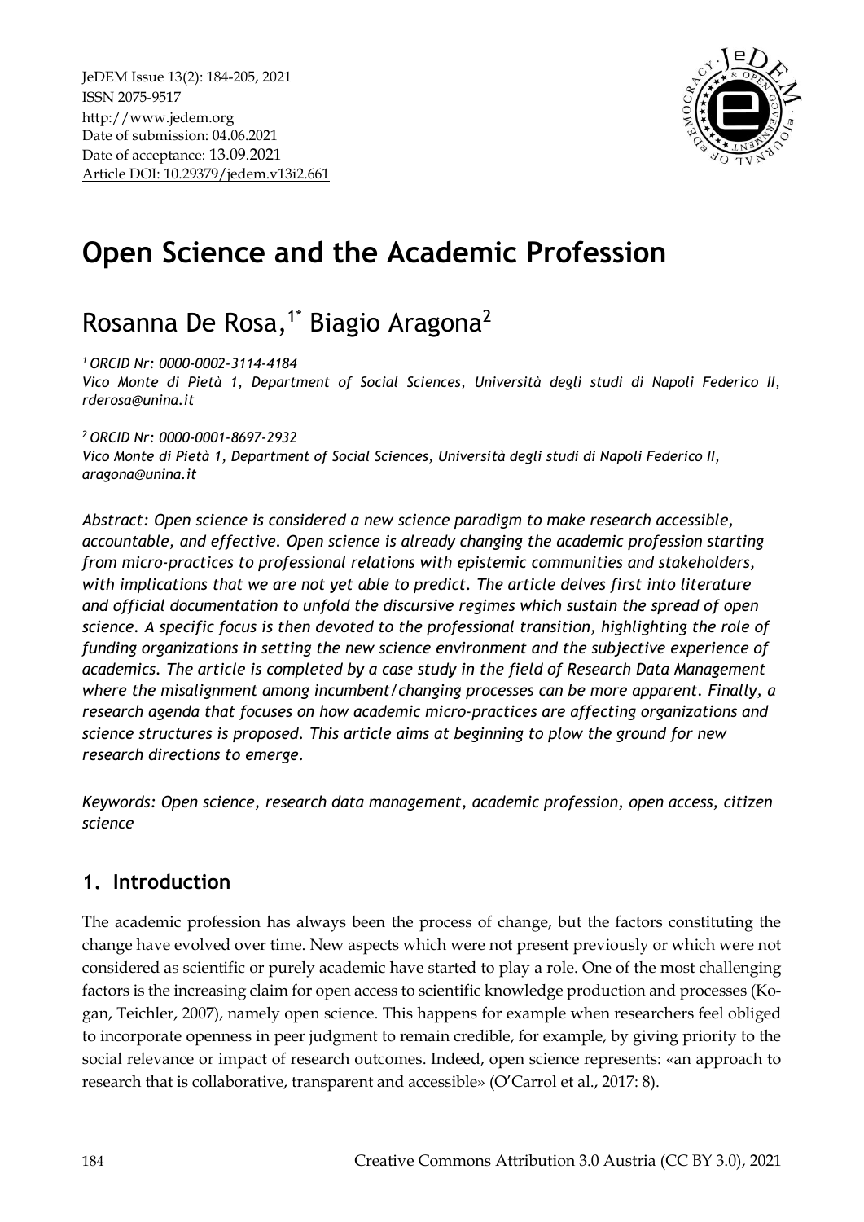JeDEM Issue 13(2): 184-205, 2021
ISSN 2075-9517
http://www.jedem.org
Date of submission: 04.06.2021
Date of acceptance: 13.09.2021
Article DOI: 10.29379/jedem.v13i2.661

# Open Science and the Academic Profession

## Rosanna De Rosa,[1*] Biagio Aragona[2]

*[1] ORCID Nr: 0000-0002-3114-4184*
*Vico Monte di Pietà 1, Department of Social Sciences, Università degli studi di Napoli Federico II, rderosa@unina.it*

*[2] ORCID Nr: 0000-0001-8697-2932*
*Vico Monte di Pietà 1, Department of Social Sciences, Università degli studi di Napoli Federico II, aragona@unina.it*

*Abstract: Open science is considered a new science paradigm to make research accessible, accountable, and effective. Open science is already changing the academic profession starting from micro-practices to professional relations with epistemic communities and stakeholders, with implications that we are not yet able to predict. The article delves first into literature and official documentation to unfold the discursive regimes which sustain the spread of open science. A specific focus is then devoted to the professional transition, highlighting the role of funding organizations in setting the new science environment and the subjective experience of academics. The article is completed by a case study in the field of Research Data Management where the misalignment among incumbent/changing processes can be more apparent. Finally, a research agenda that focuses on how academic micro-practices are affecting organizations and science structures is proposed. This article aims at beginning to plow the ground for new research directions to emerge.*

*Keywords: Open science, research data management, academic profession, open access, citizen science*

## 1. Introduction

The academic profession has always been the process of change, but the factors constituting the change have evolved over time. New aspects which were not present previously or which were not considered as scientific or purely academic have started to play a role. One of the most challenging factors is the increasing claim for open access to scientific knowledge production and processes (Kogan, Teichler, 2007), namely open science. This happens for example when researchers feel obliged to incorporate openness in peer judgment to remain credible, for example, by giving priority to the social relevance or impact of research outcomes. Indeed, open science represents: «an approach to research that is collaborative, transparent and accessible» (O'Carrol et al., 2017: 8).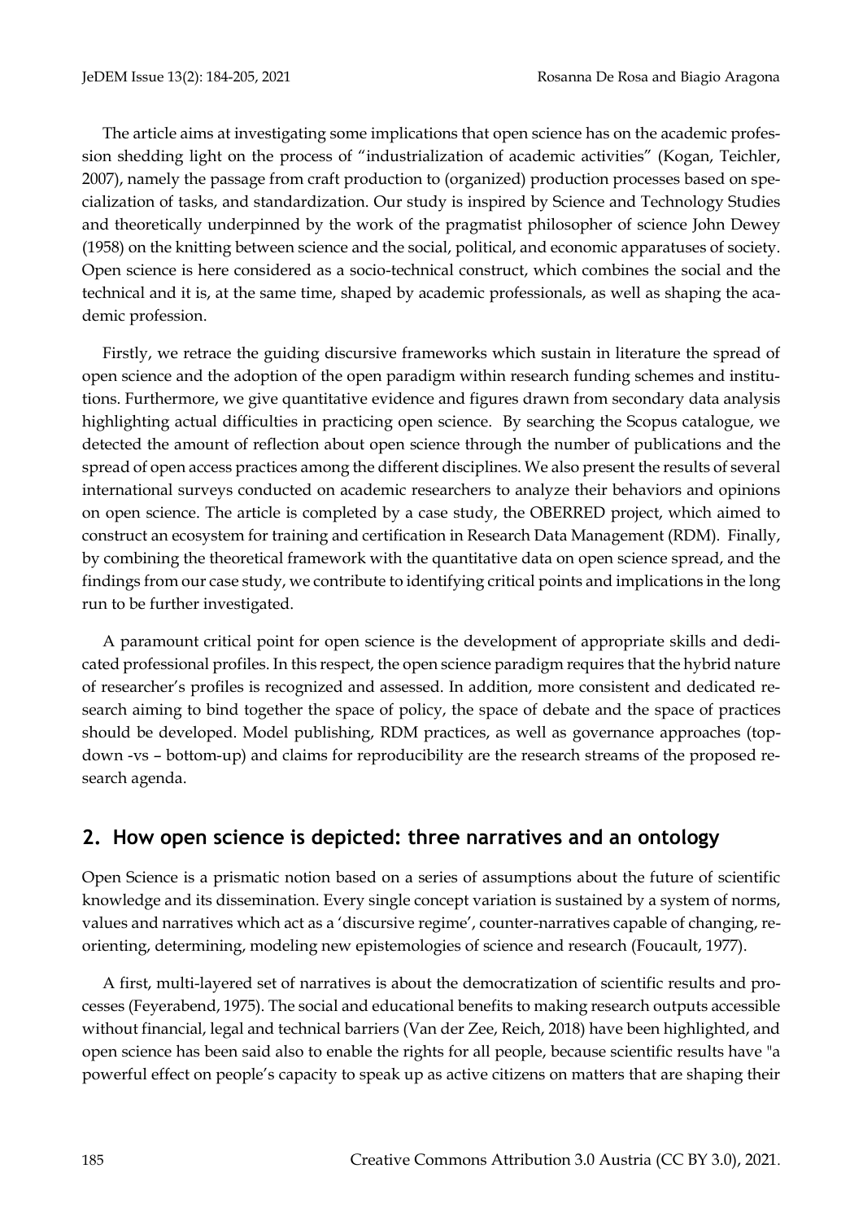The article aims at investigating some implications that open science has on the academic profession shedding light on the process of "industrialization of academic activities" (Kogan, Teichler, 2007), namely the passage from craft production to (organized) production processes based on specialization of tasks, and standardization. Our study is inspired by Science and Technology Studies and theoretically underpinned by the work of the pragmatist philosopher of science John Dewey (1958) on the knitting between science and the social, political, and economic apparatuses of society. Open science is here considered as a socio-technical construct, which combines the social and the technical and it is, at the same time, shaped by academic professionals, as well as shaping the academic profession.

Firstly, we retrace the guiding discursive frameworks which sustain in literature the spread of open science and the adoption of the open paradigm within research funding schemes and institutions. Furthermore, we give quantitative evidence and figures drawn from secondary data analysis highlighting actual difficulties in practicing open science. By searching the Scopus catalogue, we detected the amount of reflection about open science through the number of publications and the spread of open access practices among the different disciplines. We also present the results of several international surveys conducted on academic researchers to analyze their behaviors and opinions on open science. The article is completed by a case study, the OBERRED project, which aimed to construct an ecosystem for training and certification in Research Data Management (RDM). Finally, by combining the theoretical framework with the quantitative data on open science spread, and the findings from our case study, we contribute to identifying critical points and implications in the long run to be further investigated.

A paramount critical point for open science is the development of appropriate skills and dedicated professional profiles. In this respect, the open science paradigm requires that the hybrid nature of researcher's profiles is recognized and assessed. In addition, more consistent and dedicated research aiming to bind together the space of policy, the space of debate and the space of practices should be developed. Model publishing, RDM practices, as well as governance approaches (top-down -vs – bottom-up) and claims for reproducibility are the research streams of the proposed research agenda.

## 2. How open science is depicted: three narratives and an ontology

Open Science is a prismatic notion based on a series of assumptions about the future of scientific knowledge and its dissemination. Every single concept variation is sustained by a system of norms, values and narratives which act as a 'discursive regime', counter-narratives capable of changing, reorienting, determining, modeling new epistemologies of science and research (Foucault, 1977).

A first, multi-layered set of narratives is about the democratization of scientific results and processes (Feyerabend, 1975). The social and educational benefits to making research outputs accessible without financial, legal and technical barriers (Van der Zee, Reich, 2018) have been highlighted, and open science has been said also to enable the rights for all people, because scientific results have "a powerful effect on people's capacity to speak up as active citizens on matters that are shaping their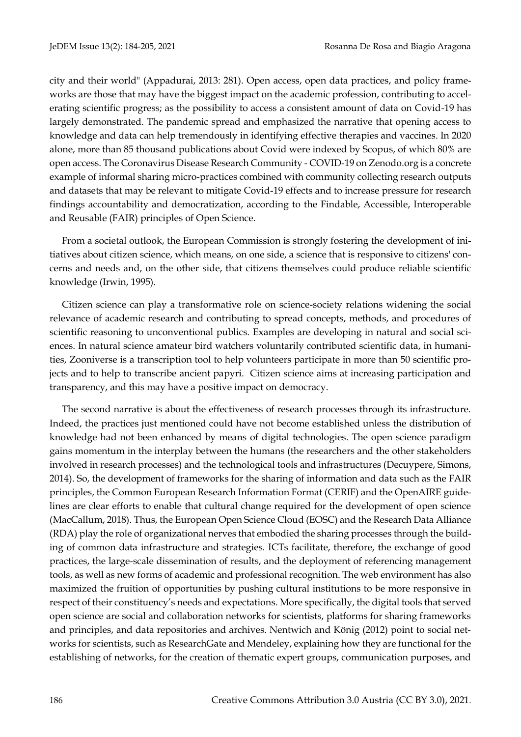city and their world" (Appadurai, 2013: 281). Open access, open data practices, and policy frameworks are those that may have the biggest impact on the academic profession, contributing to accelerating scientific progress; as the possibility to access a consistent amount of data on Covid-19 has largely demonstrated. The pandemic spread and emphasized the narrative that opening access to knowledge and data can help tremendously in identifying effective therapies and vaccines. In 2020 alone, more than 85 thousand publications about Covid were indexed by Scopus, of which 80% are open access. The Coronavirus Disease Research Community - COVID-19 on Zenodo.org is a concrete example of informal sharing micro-practices combined with community collecting research outputs and datasets that may be relevant to mitigate Covid-19 effects and to increase pressure for research findings accountability and democratization, according to the Findable, Accessible, Interoperable and Reusable (FAIR) principles of Open Science.

From a societal outlook, the European Commission is strongly fostering the development of initiatives about citizen science, which means, on one side, a science that is responsive to citizens' concerns and needs and, on the other side, that citizens themselves could produce reliable scientific knowledge (Irwin, 1995).

Citizen science can play a transformative role on science-society relations widening the social relevance of academic research and contributing to spread concepts, methods, and procedures of scientific reasoning to unconventional publics. Examples are developing in natural and social sciences. In natural science amateur bird watchers voluntarily contributed scientific data, in humanities, Zooniverse is a transcription tool to help volunteers participate in more than 50 scientific projects and to help to transcribe ancient papyri. Citizen science aims at increasing participation and transparency, and this may have a positive impact on democracy.

The second narrative is about the effectiveness of research processes through its infrastructure. Indeed, the practices just mentioned could have not become established unless the distribution of knowledge had not been enhanced by means of digital technologies. The open science paradigm gains momentum in the interplay between the humans (the researchers and the other stakeholders involved in research processes) and the technological tools and infrastructures (Decuypere, Simons, 2014). So, the development of frameworks for the sharing of information and data such as the FAIR principles, the Common European Research Information Format (CERIF) and the OpenAIRE guidelines are clear efforts to enable that cultural change required for the development of open science (MacCallum, 2018). Thus, the European Open Science Cloud (EOSC) and the Research Data Alliance (RDA) play the role of organizational nerves that embodied the sharing processes through the building of common data infrastructure and strategies. ICTs facilitate, therefore, the exchange of good practices, the large-scale dissemination of results, and the deployment of referencing management tools, as well as new forms of academic and professional recognition. The web environment has also maximized the fruition of opportunities by pushing cultural institutions to be more responsive in respect of their constituency's needs and expectations. More specifically, the digital tools that served open science are social and collaboration networks for scientists, platforms for sharing frameworks and principles, and data repositories and archives. Nentwich and König (2012) point to social networks for scientists, such as ResearchGate and Mendeley, explaining how they are functional for the establishing of networks, for the creation of thematic expert groups, communication purposes, and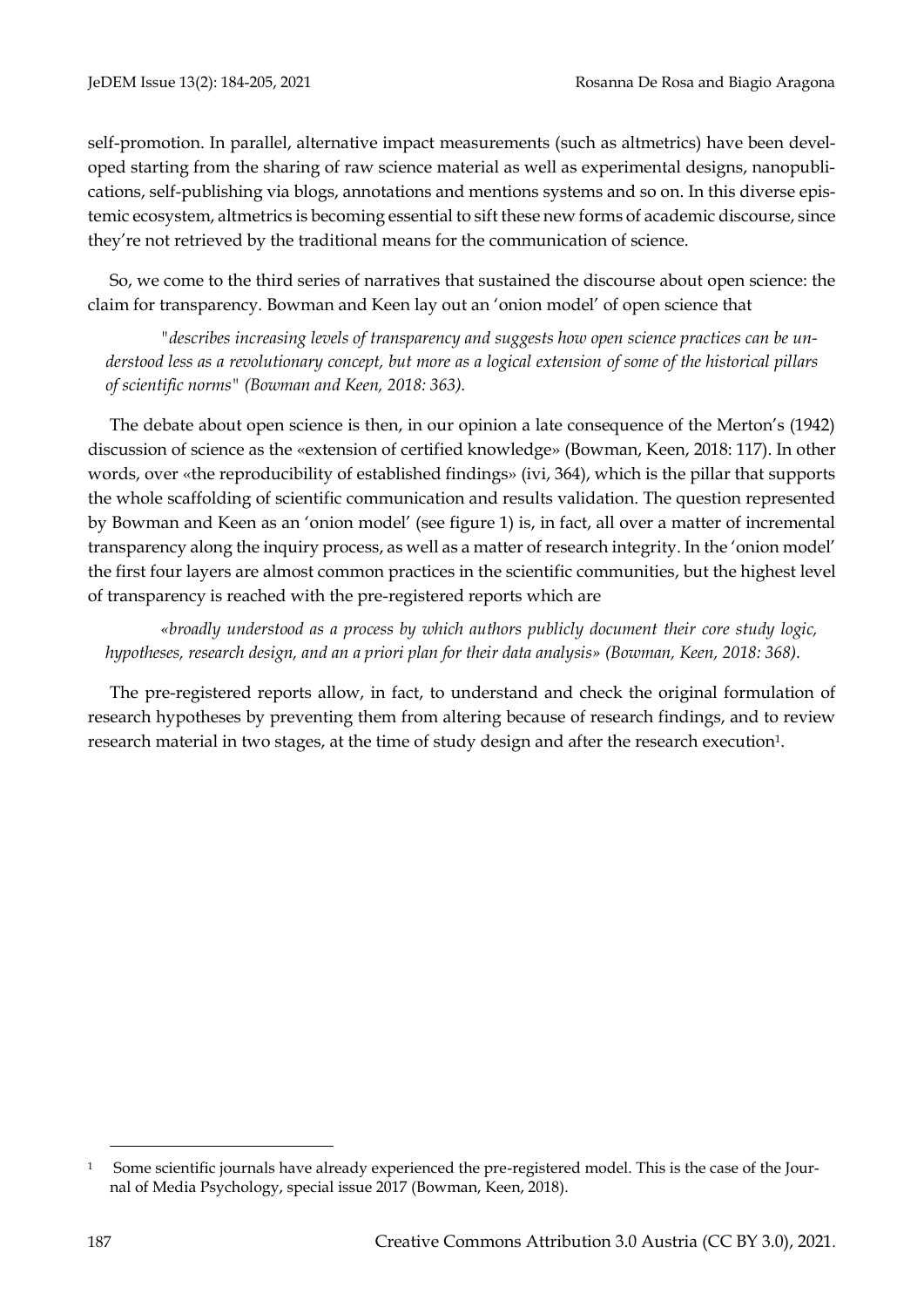self-promotion. In parallel, alternative impact measurements (such as altmetrics) have been developed starting from the sharing of raw science material as well as experimental designs, nanopublications, self-publishing via blogs, annotations and mentions systems and so on. In this diverse epistemic ecosystem, altmetrics is becoming essential to sift these new forms of academic discourse, since they're not retrieved by the traditional means for the communication of science.

So, we come to the third series of narratives that sustained the discourse about open science: the claim for transparency. Bowman and Keen lay out an 'onion model' of open science that

> *"describes increasing levels of transparency and suggests how open science practices can be understood less as a revolutionary concept, but more as a logical extension of some of the historical pillars of scientific norms" (Bowman and Keen, 2018: 363).*

The debate about open science is then, in our opinion a late consequence of the Merton's (1942) discussion of science as the «extension of certified knowledge» (Bowman, Keen, 2018: 117). In other words, over «the reproducibility of established findings» (ivi, 364), which is the pillar that supports the whole scaffolding of scientific communication and results validation. The question represented by Bowman and Keen as an 'onion model' (see figure 1) is, in fact, all over a matter of incremental transparency along the inquiry process, as well as a matter of research integrity. In the 'onion model' the first four layers are almost common practices in the scientific communities, but the highest level of transparency is reached with the pre-registered reports which are

> *«broadly understood as a process by which authors publicly document their core study logic, hypotheses, research design, and an a priori plan for their data analysis» (Bowman, Keen, 2018: 368).*

The pre-registered reports allow, in fact, to understand and check the original formulation of research hypotheses by preventing them from altering because of research findings, and to review research material in two stages, at the time of study design and after the research execution[1].

---

[1] Some scientific journals have already experienced the pre-registered model. This is the case of the Journal of Media Psychology, special issue 2017 (Bowman, Keen, 2018).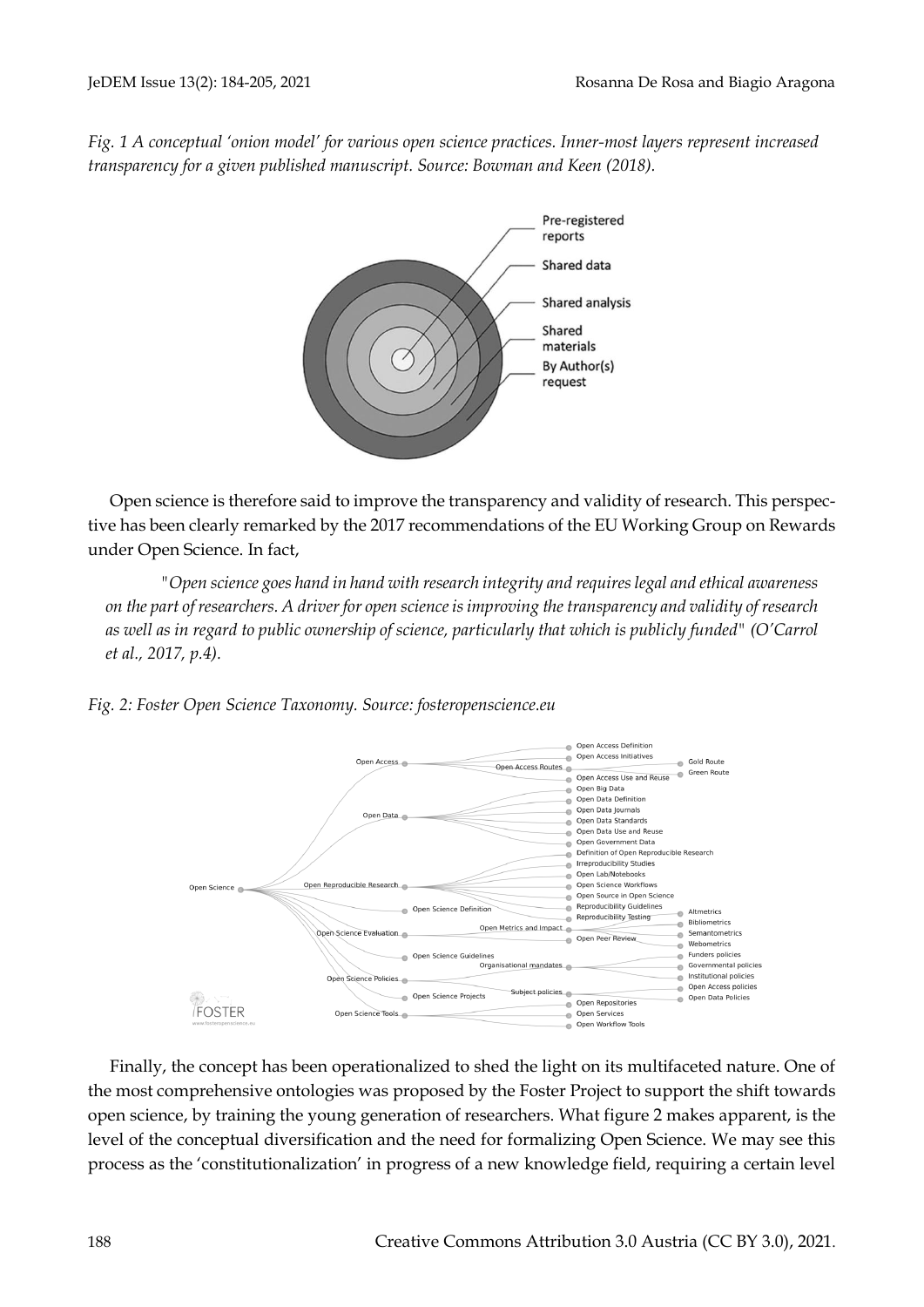*Fig. 1 A conceptual 'onion model' for various open science practices. Inner-most layers represent increased transparency for a given published manuscript. Source: Bowman and Keen (2018).*

Open science is therefore said to improve the transparency and validity of research. This perspective has been clearly remarked by the 2017 recommendations of the EU Working Group on Rewards under Open Science. In fact,

> "*Open science goes hand in hand with research integrity and requires legal and ethical awareness on the part of researchers. A driver for open science is improving the transparency and validity of research as well as in regard to public ownership of science, particularly that which is publicly funded" (O'Carrol et al., 2017, p.4).*

*Fig. 2: Foster Open Science Taxonomy. Source: fosteropenscience.eu*

Finally, the concept has been operationalized to shed the light on its multifaceted nature. One of the most comprehensive ontologies was proposed by the Foster Project to support the shift towards open science, by training the young generation of researchers. What figure 2 makes apparent, is the level of the conceptual diversification and the need for formalizing Open Science. We may see this process as the 'constitutionalization' in progress of a new knowledge field, requiring a certain level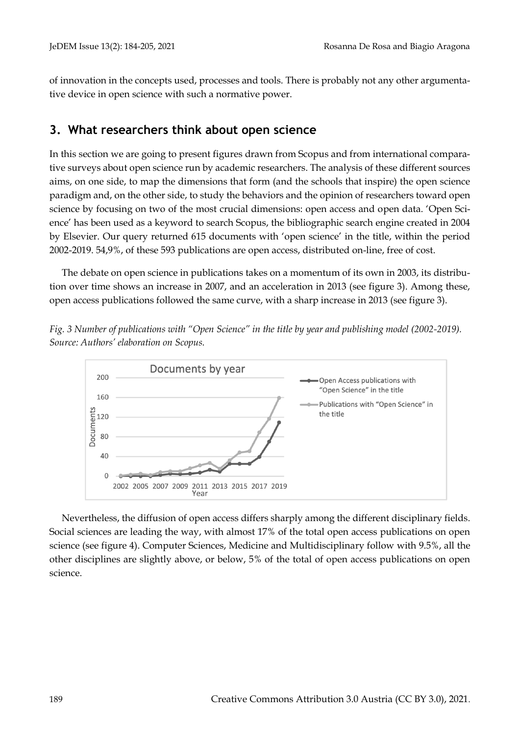of innovation in the concepts used, processes and tools. There is probably not any other argumentative device in open science with such a normative power.

## 3. What researchers think about open science

In this section we are going to present figures drawn from Scopus and from international comparative surveys about open science run by academic researchers. The analysis of these different sources aims, on one side, to map the dimensions that form (and the schools that inspire) the open science paradigm and, on the other side, to study the behaviors and the opinion of researchers toward open science by focusing on two of the most crucial dimensions: open access and open data. 'Open Science' has been used as a keyword to search Scopus, the bibliographic search engine created in 2004 by Elsevier. Our query returned 615 documents with 'open science' in the title, within the period 2002-2019. 54,9%, of these 593 publications are open access, distributed on-line, free of cost.

The debate on open science in publications takes on a momentum of its own in 2003, its distribution over time shows an increase in 2007, and an acceleration in 2013 (see figure 3). Among these, open access publications followed the same curve, with a sharp increase in 2013 (see figure 3).

*Fig. 3 Number of publications with "Open Science" in the title by year and publishing model (2002-2019). Source: Authors' elaboration on Scopus.*

Nevertheless, the diffusion of open access differs sharply among the different disciplinary fields. Social sciences are leading the way, with almost 17% of the total open access publications on open science (see figure 4). Computer Sciences, Medicine and Multidisciplinary follow with 9.5%, all the other disciplines are slightly above, or below, 5% of the total of open access publications on open science.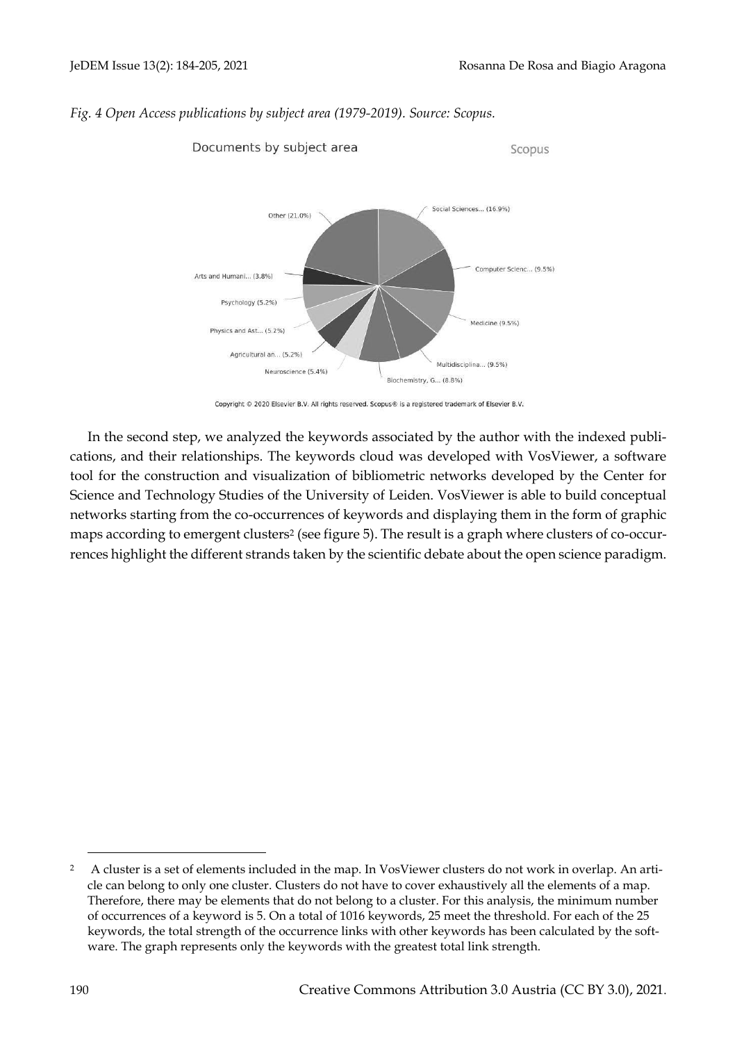*Fig. 4 Open Access publications by subject area (1979-2019). Source: Scopus.*

In the second step, we analyzed the keywords associated by the author with the indexed publications, and their relationships. The keywords cloud was developed with VosViewer, a software tool for the construction and visualization of bibliometric networks developed by the Center for Science and Technology Studies of the University of Leiden. VosViewer is able to build conceptual networks starting from the co-occurrences of keywords and displaying them in the form of graphic maps according to emergent clusters[2] (see figure 5). The result is a graph where clusters of co-occurrences highlight the different strands taken by the scientific debate about the open science paradigm.

[2] A cluster is a set of elements included in the map. In VosViewer clusters do not work in overlap. An article can belong to only one cluster. Clusters do not have to cover exhaustively all the elements of a map. Therefore, there may be elements that do not belong to a cluster. For this analysis, the minimum number of occurrences of a keyword is 5. On a total of 1016 keywords, 25 meet the threshold. For each of the 25 keywords, the total strength of the occurrence links with other keywords has been calculated by the software. The graph represents only the keywords with the greatest total link strength.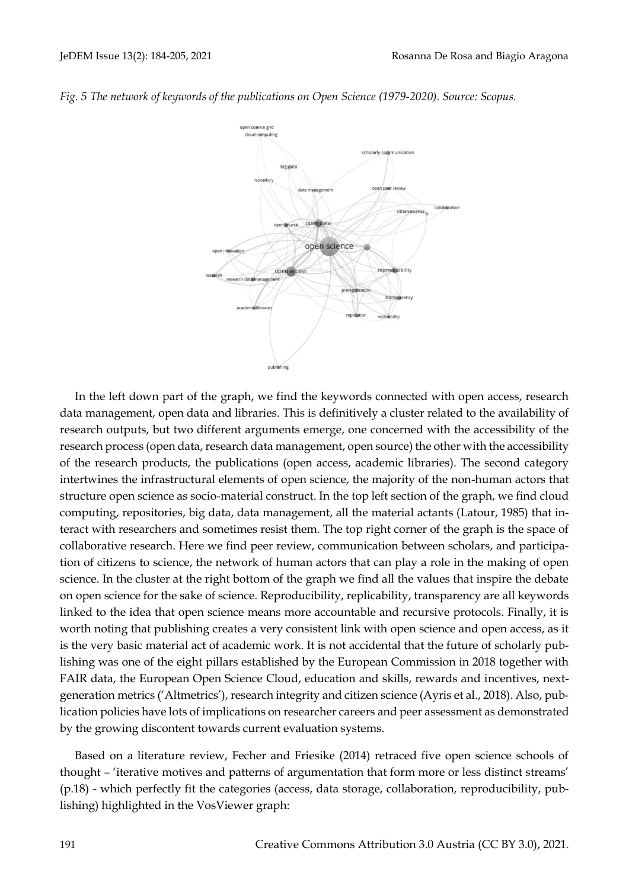*Fig. 5 The network of keywords of the publications on Open Science (1979-2020). Source: Scopus.*

In the left down part of the graph, we find the keywords connected with open access, research data management, open data and libraries. This is definitively a cluster related to the availability of research outputs, but two different arguments emerge, one concerned with the accessibility of the research process (open data, research data management, open source) the other with the accessibility of the research products, the publications (open access, academic libraries). The second category intertwines the infrastructural elements of open science, the majority of the non-human actors that structure open science as socio-material construct. In the top left section of the graph, we find cloud computing, repositories, big data, data management, all the material actants (Latour, 1985) that interact with researchers and sometimes resist them. The top right corner of the graph is the space of collaborative research. Here we find peer review, communication between scholars, and participation of citizens to science, the network of human actors that can play a role in the making of open science. In the cluster at the right bottom of the graph we find all the values that inspire the debate on open science for the sake of science. Reproducibility, replicability, transparency are all keywords linked to the idea that open science means more accountable and recursive protocols. Finally, it is worth noting that publishing creates a very consistent link with open science and open access, as it is the very basic material act of academic work. It is not accidental that the future of scholarly publishing was one of the eight pillars established by the European Commission in 2018 together with FAIR data, the European Open Science Cloud, education and skills, rewards and incentives, next-generation metrics ('Altmetrics'), research integrity and citizen science (Ayris et al., 2018). Also, publication policies have lots of implications on researcher careers and peer assessment as demonstrated by the growing discontent towards current evaluation systems.

Based on a literature review, Fecher and Friesike (2014) retraced five open science schools of thought – 'iterative motives and patterns of argumentation that form more or less distinct streams' (p.18) - which perfectly fit the categories (access, data storage, collaboration, reproducibility, publishing) highlighted in the VosViewer graph: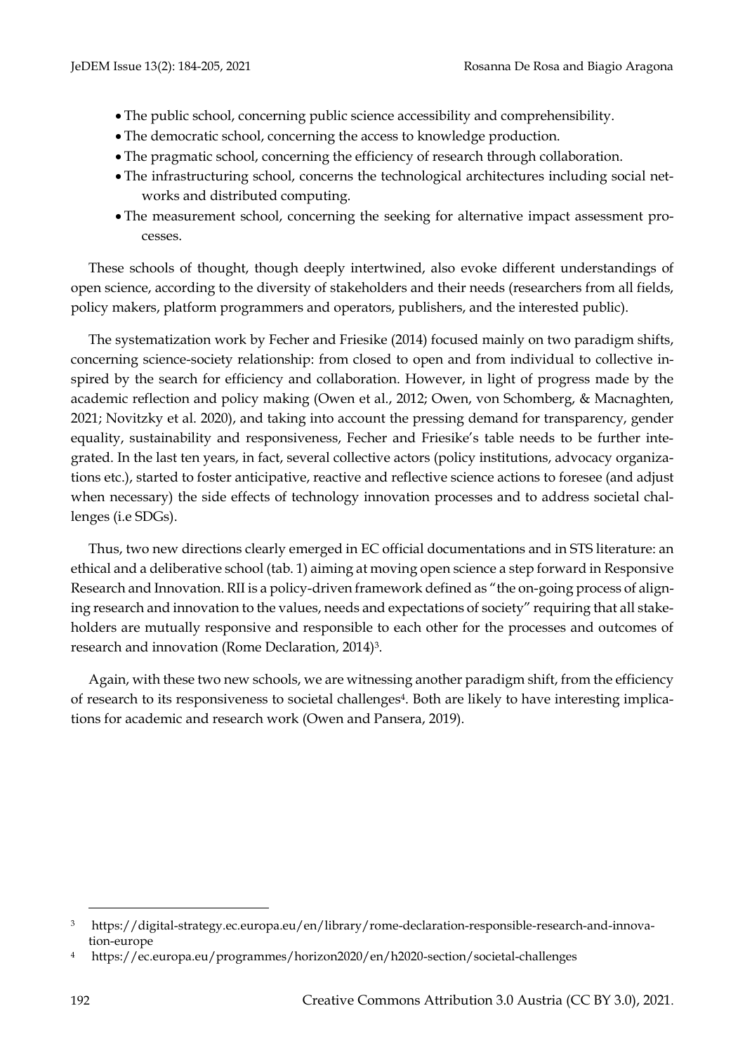- The public school, concerning public science accessibility and comprehensibility.
- The democratic school, concerning the access to knowledge production.
- The pragmatic school, concerning the efficiency of research through collaboration.
- The infrastructuring school, concerns the technological architectures including social networks and distributed computing.
- The measurement school, concerning the seeking for alternative impact assessment processes.

These schools of thought, though deeply intertwined, also evoke different understandings of open science, according to the diversity of stakeholders and their needs (researchers from all fields, policy makers, platform programmers and operators, publishers, and the interested public).

The systematization work by Fecher and Friesike (2014) focused mainly on two paradigm shifts, concerning science-society relationship: from closed to open and from individual to collective inspired by the search for efficiency and collaboration. However, in light of progress made by the academic reflection and policy making (Owen et al., 2012; Owen, von Schomberg, & Macnaghten, 2021; Novitzky et al. 2020), and taking into account the pressing demand for transparency, gender equality, sustainability and responsiveness, Fecher and Friesike's table needs to be further integrated. In the last ten years, in fact, several collective actors (policy institutions, advocacy organizations etc.), started to foster anticipative, reactive and reflective science actions to foresee (and adjust when necessary) the side effects of technology innovation processes and to address societal challenges (i.e SDGs).

Thus, two new directions clearly emerged in EC official documentations and in STS literature: an ethical and a deliberative school (tab. 1) aiming at moving open science a step forward in Responsive Research and Innovation. RII is a policy-driven framework defined as "the on-going process of aligning research and innovation to the values, needs and expectations of society" requiring that all stakeholders are mutually responsive and responsible to each other for the processes and outcomes of research and innovation (Rome Declaration, 2014)[3].

Again, with these two new schools, we are witnessing another paradigm shift, from the efficiency of research to its responsiveness to societal challenges[4]. Both are likely to have interesting implications for academic and research work (Owen and Pansera, 2019).

---

[3] https://digital-strategy.ec.europa.eu/en/library/rome-declaration-responsible-research-and-innovation-europe

[4] https://ec.europa.eu/programmes/horizon2020/en/h2020-section/societal-challenges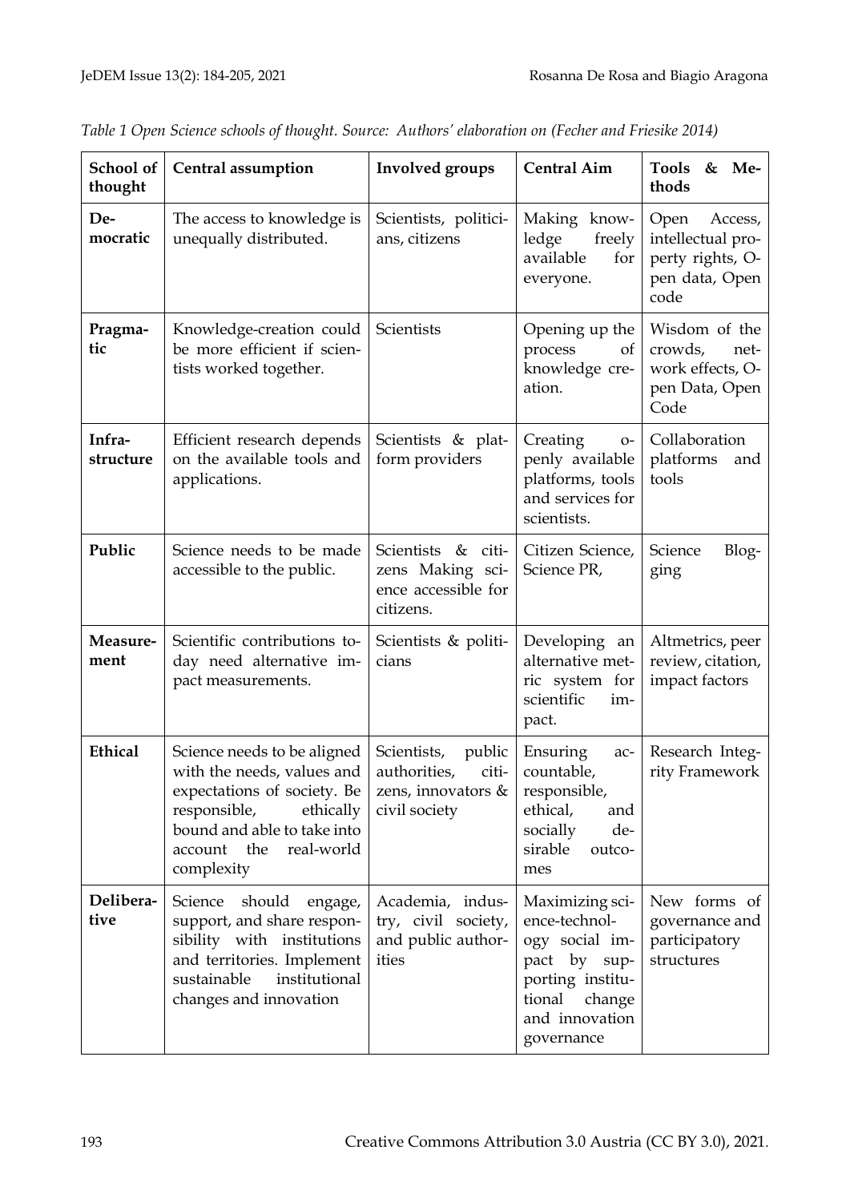*Table 1 Open Science schools of thought. Source: Authors' elaboration on (Fecher and Friesike 2014)*

| School of thought | Central assumption | Involved groups | Central Aim | Tools & Methods |
|---|---|---|---|---|
| **Democratic** | The access to knowledge is unequally distributed. | Scientists, politicians, citizens | Making knowledge freely available for everyone. | Open Access, intellectual property rights, Open data, Open code |
| **Pragmatic** | Knowledge-creation could be more efficient if scientists worked together. | Scientists | Opening up the process of knowledge creation. | Wisdom of the crowds, network effects, Open Data, Open Code |
| **Infrastructure** | Efficient research depends on the available tools and applications. | Scientists & platform providers | Creating openly available platforms, tools and services for scientists. | Collaboration platforms and tools |
| **Public** | Science needs to be made accessible to the public. | Scientists & citizens Making science accessible for citizens. | Citizen Science, Science PR, | Science Blogging |
| **Measurement** | Scientific contributions today need alternative impact measurements. | Scientists & politicians | Developing an alternative metric system for scientific impact. | Altmetrics, peer review, citation, impact factors |
| **Ethical** | Science needs to be aligned with the needs, values and expectations of society. Be responsible, ethically bound and able to take into account the real-world complexity | Scientists, public authorities, citizens, innovators & civil society | Ensuring accountable, responsible, ethical, and socially desirable outcomes | Research Integrity Framework |
| **Deliberative** | Science should engage, support, and share responsibility with institutions and territories. Implement sustainable institutional changes and innovation | Academia, industry, civil society, and public authorities | Maximizing science-technology social impact by supporting institutional change and innovation governance | New forms of governance and participatory structures |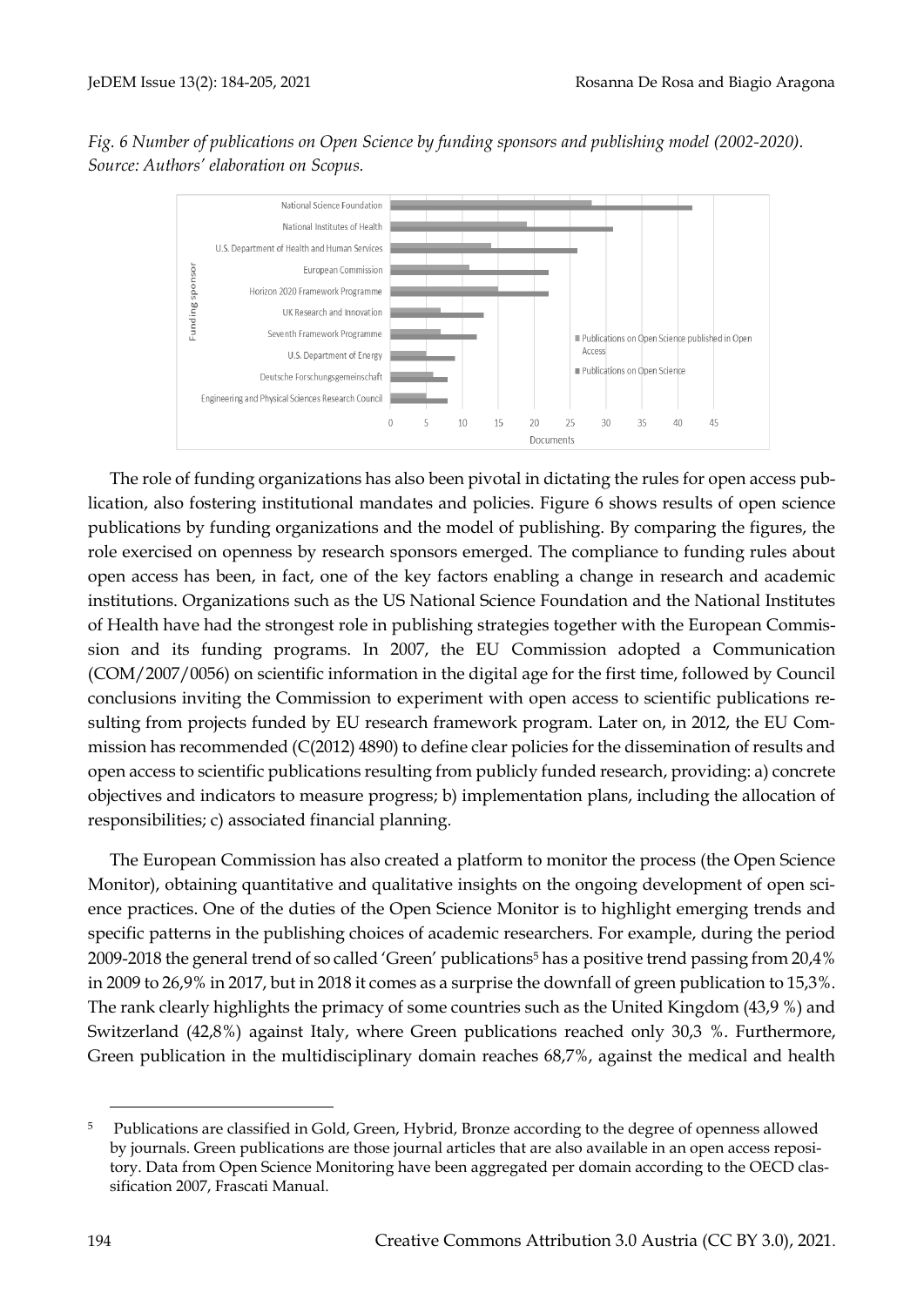*Fig. 6 Number of publications on Open Science by funding sponsors and publishing model (2002-2020). Source: Authors' elaboration on Scopus.*

The role of funding organizations has also been pivotal in dictating the rules for open access publication, also fostering institutional mandates and policies. Figure 6 shows results of open science publications by funding organizations and the model of publishing. By comparing the figures, the role exercised on openness by research sponsors emerged. The compliance to funding rules about open access has been, in fact, one of the key factors enabling a change in research and academic institutions. Organizations such as the US National Science Foundation and the National Institutes of Health have had the strongest role in publishing strategies together with the European Commission and its funding programs. In 2007, the EU Commission adopted a Communication (COM/2007/0056) on scientific information in the digital age for the first time, followed by Council conclusions inviting the Commission to experiment with open access to scientific publications resulting from projects funded by EU research framework program. Later on, in 2012, the EU Commission has recommended (C(2012) 4890) to define clear policies for the dissemination of results and open access to scientific publications resulting from publicly funded research, providing: a) concrete objectives and indicators to measure progress; b) implementation plans, including the allocation of responsibilities; c) associated financial planning.

The European Commission has also created a platform to monitor the process (the Open Science Monitor), obtaining quantitative and qualitative insights on the ongoing development of open science practices. One of the duties of the Open Science Monitor is to highlight emerging trends and specific patterns in the publishing choices of academic researchers. For example, during the period 2009-2018 the general trend of so called 'Green' publications[5] has a positive trend passing from 20,4% in 2009 to 26,9% in 2017, but in 2018 it comes as a surprise the downfall of green publication to 15,3%. The rank clearly highlights the primacy of some countries such as the United Kingdom (43,9 %) and Switzerland (42,8%) against Italy, where Green publications reached only 30,3 %. Furthermore, Green publication in the multidisciplinary domain reaches 68,7%, against the medical and health

[5] Publications are classified in Gold, Green, Hybrid, Bronze according to the degree of openness allowed by journals. Green publications are those journal articles that are also available in an open access repository. Data from Open Science Monitoring have been aggregated per domain according to the OECD classification 2007, Frascati Manual.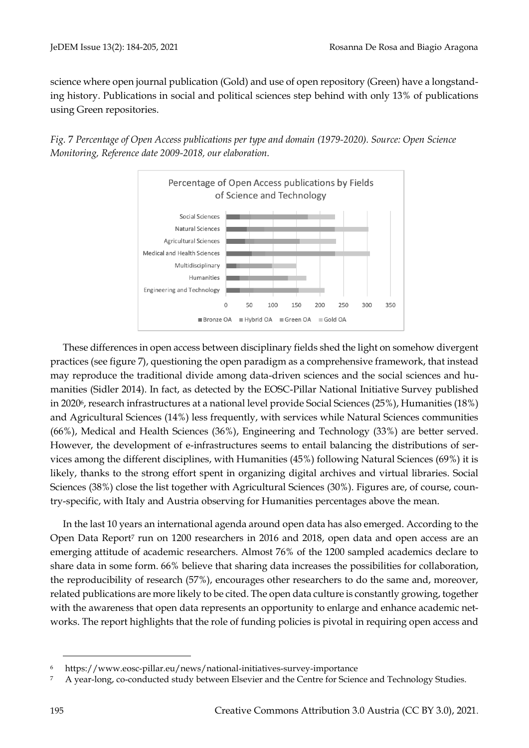science where open journal publication (Gold) and use of open repository (Green) have a longstanding history. Publications in social and political sciences step behind with only 13% of publications using Green repositories.

*Fig. 7 Percentage of Open Access publications per type and domain (1979-2020). Source: Open Science Monitoring, Reference date 2009-2018, our elaboration.*

These differences in open access between disciplinary fields shed the light on somehow divergent practices (see figure 7), questioning the open paradigm as a comprehensive framework, that instead may reproduce the traditional divide among data-driven sciences and the social sciences and humanities (Sidler 2014). In fact, as detected by the EOSC-Pillar National Initiative Survey published in 2020[6], research infrastructures at a national level provide Social Sciences (25%), Humanities (18%) and Agricultural Sciences (14%) less frequently, with services while Natural Sciences communities (66%), Medical and Health Sciences (36%), Engineering and Technology (33%) are better served. However, the development of e-infrastructures seems to entail balancing the distributions of services among the different disciplines, with Humanities (45%) following Natural Sciences (69%) it is likely, thanks to the strong effort spent in organizing digital archives and virtual libraries. Social Sciences (38%) close the list together with Agricultural Sciences (30%). Figures are, of course, country-specific, with Italy and Austria observing for Humanities percentages above the mean.

In the last 10 years an international agenda around open data has also emerged. According to the Open Data Report[7] run on 1200 researchers in 2016 and 2018, open data and open access are an emerging attitude of academic researchers. Almost 76% of the 1200 sampled academics declare to share data in some form. 66% believe that sharing data increases the possibilities for collaboration, the reproducibility of research (57%), encourages other researchers to do the same and, moreover, related publications are more likely to be cited. The open data culture is constantly growing, together with the awareness that open data represents an opportunity to enlarge and enhance academic networks. The report highlights that the role of funding policies is pivotal in requiring open access and

[6] https://www.eosc-pillar.eu/news/national-initiatives-survey-importance

[7] A year-long, co-conducted study between Elsevier and the Centre for Science and Technology Studies.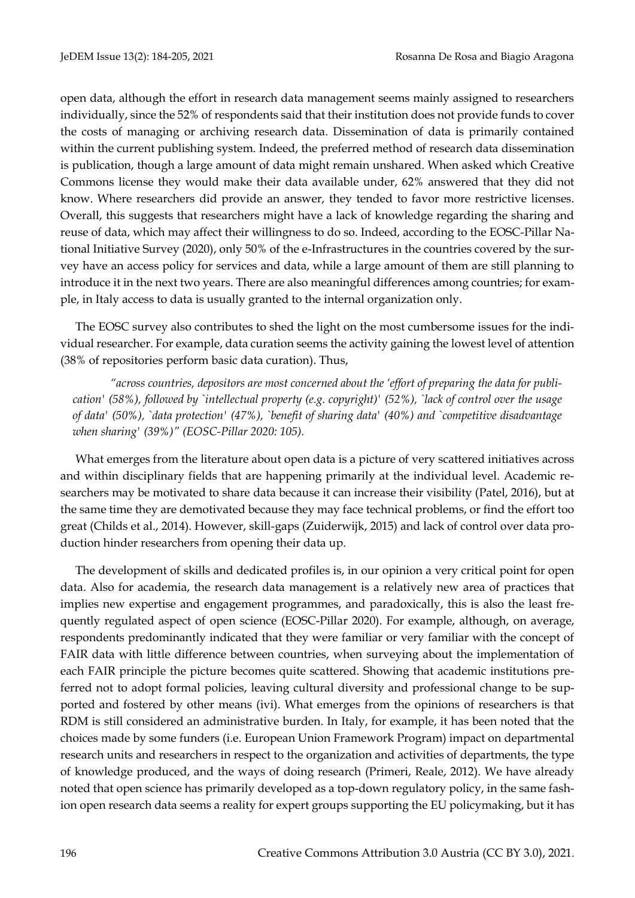open data, although the effort in research data management seems mainly assigned to researchers individually, since the 52% of respondents said that their institution does not provide funds to cover the costs of managing or archiving research data. Dissemination of data is primarily contained within the current publishing system. Indeed, the preferred method of research data dissemination is publication, though a large amount of data might remain unshared. When asked which Creative Commons license they would make their data available under, 62% answered that they did not know. Where researchers did provide an answer, they tended to favor more restrictive licenses. Overall, this suggests that researchers might have a lack of knowledge regarding the sharing and reuse of data, which may affect their willingness to do so. Indeed, according to the EOSC-Pillar National Initiative Survey (2020), only 50% of the e-Infrastructures in the countries covered by the survey have an access policy for services and data, while a large amount of them are still planning to introduce it in the next two years. There are also meaningful differences among countries; for example, in Italy access to data is usually granted to the internal organization only.

The EOSC survey also contributes to shed the light on the most cumbersome issues for the individual researcher. For example, data curation seems the activity gaining the lowest level of attention (38% of repositories perform basic data curation). Thus,

> *"across countries, depositors are most concerned about the 'effort of preparing the data for publication' (58%), followed by `intellectual property (e.g. copyright)' (52%), `lack of control over the usage of data' (50%), `data protection' (47%), `benefit of sharing data' (40%) and `competitive disadvantage when sharing' (39%)" (EOSC-Pillar 2020: 105).*

What emerges from the literature about open data is a picture of very scattered initiatives across and within disciplinary fields that are happening primarily at the individual level. Academic researchers may be motivated to share data because it can increase their visibility (Patel, 2016), but at the same time they are demotivated because they may face technical problems, or find the effort too great (Childs et al., 2014). However, skill-gaps (Zuiderwijk, 2015) and lack of control over data production hinder researchers from opening their data up.

The development of skills and dedicated profiles is, in our opinion a very critical point for open data. Also for academia, the research data management is a relatively new area of practices that implies new expertise and engagement programmes, and paradoxically, this is also the least frequently regulated aspect of open science (EOSC-Pillar 2020). For example, although, on average, respondents predominantly indicated that they were familiar or very familiar with the concept of FAIR data with little difference between countries, when surveying about the implementation of each FAIR principle the picture becomes quite scattered. Showing that academic institutions preferred not to adopt formal policies, leaving cultural diversity and professional change to be supported and fostered by other means (ivi). What emerges from the opinions of researchers is that RDM is still considered an administrative burden. In Italy, for example, it has been noted that the choices made by some funders (i.e. European Union Framework Program) impact on departmental research units and researchers in respect to the organization and activities of departments, the type of knowledge produced, and the ways of doing research (Primeri, Reale, 2012). We have already noted that open science has primarily developed as a top-down regulatory policy, in the same fashion open research data seems a reality for expert groups supporting the EU policymaking, but it has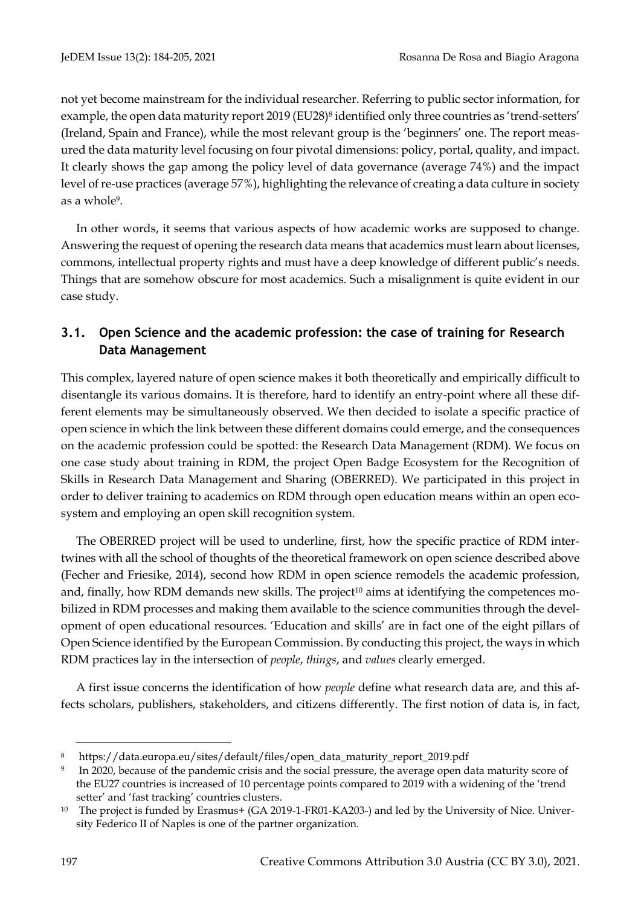not yet become mainstream for the individual researcher. Referring to public sector information, for example, the open data maturity report 2019 (EU28)[8] identified only three countries as 'trend-setters' (Ireland, Spain and France), while the most relevant group is the 'beginners' one. The report measured the data maturity level focusing on four pivotal dimensions: policy, portal, quality, and impact. It clearly shows the gap among the policy level of data governance (average 74%) and the impact level of re-use practices (average 57%), highlighting the relevance of creating a data culture in society as a whole[9].

In other words, it seems that various aspects of how academic works are supposed to change. Answering the request of opening the research data means that academics must learn about licenses, commons, intellectual property rights and must have a deep knowledge of different public's needs. Things that are somehow obscure for most academics. Such a misalignment is quite evident in our case study.

### 3.1. Open Science and the academic profession: the case of training for Research Data Management

This complex, layered nature of open science makes it both theoretically and empirically difficult to disentangle its various domains. It is therefore, hard to identify an entry-point where all these different elements may be simultaneously observed. We then decided to isolate a specific practice of open science in which the link between these different domains could emerge, and the consequences on the academic profession could be spotted: the Research Data Management (RDM). We focus on one case study about training in RDM, the project Open Badge Ecosystem for the Recognition of Skills in Research Data Management and Sharing (OBERRED). We participated in this project in order to deliver training to academics on RDM through open education means within an open ecosystem and employing an open skill recognition system.

The OBERRED project will be used to underline, first, how the specific practice of RDM intertwines with all the school of thoughts of the theoretical framework on open science described above (Fecher and Friesike, 2014), second how RDM in open science remodels the academic profession, and, finally, how RDM demands new skills. The project[10] aims at identifying the competences mobilized in RDM processes and making them available to the science communities through the development of open educational resources. 'Education and skills' are in fact one of the eight pillars of Open Science identified by the European Commission. By conducting this project, the ways in which RDM practices lay in the intersection of *people*, *things*, and *values* clearly emerged.

A first issue concerns the identification of how *people* define what research data are, and this affects scholars, publishers, stakeholders, and citizens differently. The first notion of data is, in fact,

---

[8] https://data.europa.eu/sites/default/files/open_data_maturity_report_2019.pdf

[9] In 2020, because of the pandemic crisis and the social pressure, the average open data maturity score of the EU27 countries is increased of 10 percentage points compared to 2019 with a widening of the 'trend setter' and 'fast tracking' countries clusters.

[10] The project is funded by Erasmus+ (GA 2019-1-FR01-KA203-) and led by the University of Nice. University Federico II of Naples is one of the partner organization.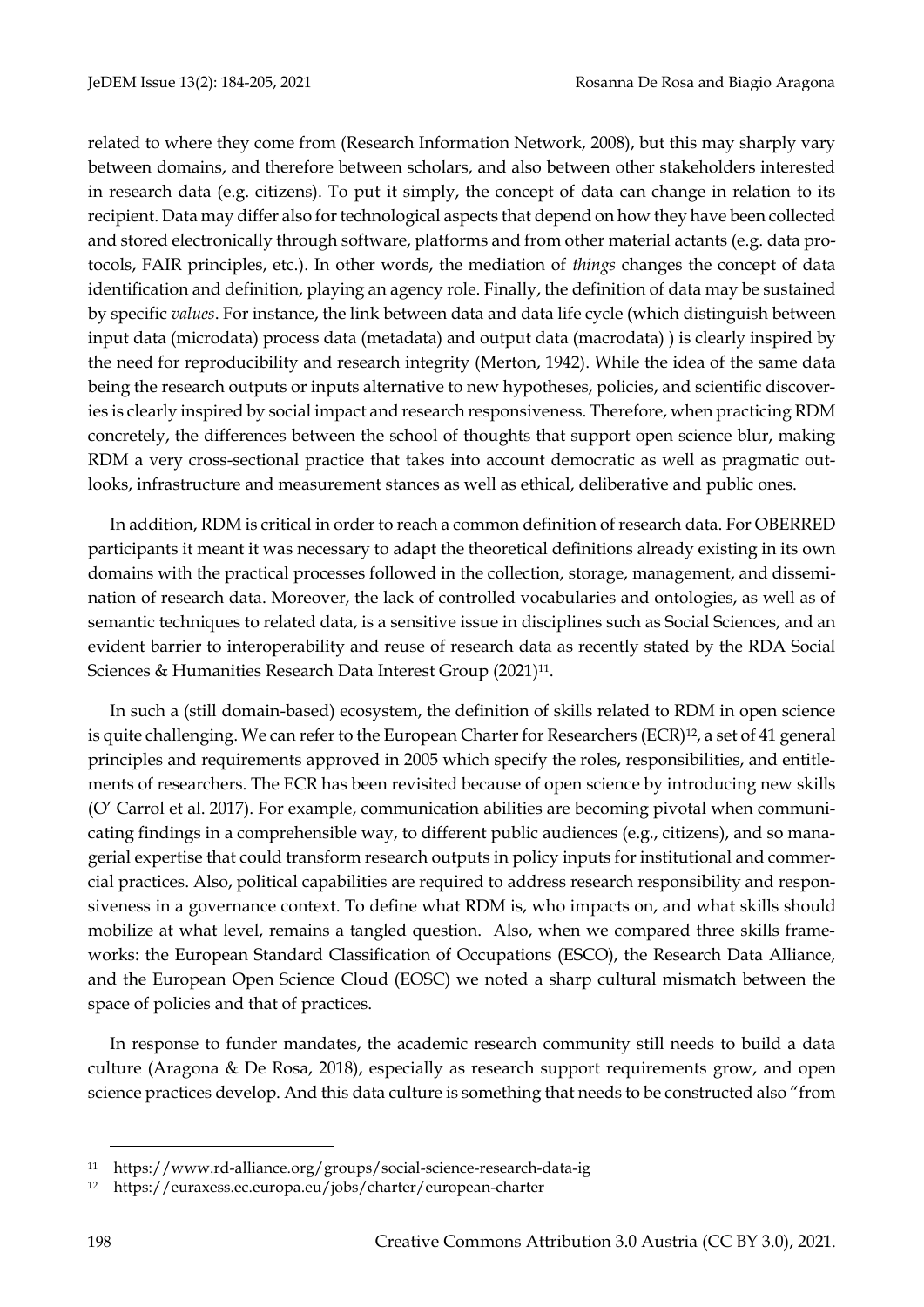related to where they come from (Research Information Network, 2008), but this may sharply vary between domains, and therefore between scholars, and also between other stakeholders interested in research data (e.g. citizens). To put it simply, the concept of data can change in relation to its recipient. Data may differ also for technological aspects that depend on how they have been collected and stored electronically through software, platforms and from other material actants (e.g. data protocols, FAIR principles, etc.). In other words, the mediation of *things* changes the concept of data identification and definition, playing an agency role. Finally, the definition of data may be sustained by specific *values*. For instance, the link between data and data life cycle (which distinguish between input data (microdata) process data (metadata) and output data (macrodata) ) is clearly inspired by the need for reproducibility and research integrity (Merton, 1942). While the idea of the same data being the research outputs or inputs alternative to new hypotheses, policies, and scientific discoveries is clearly inspired by social impact and research responsiveness. Therefore, when practicing RDM concretely, the differences between the school of thoughts that support open science blur, making RDM a very cross-sectional practice that takes into account democratic as well as pragmatic outlooks, infrastructure and measurement stances as well as ethical, deliberative and public ones.

In addition, RDM is critical in order to reach a common definition of research data. For OBERRED participants it meant it was necessary to adapt the theoretical definitions already existing in its own domains with the practical processes followed in the collection, storage, management, and dissemination of research data. Moreover, the lack of controlled vocabularies and ontologies, as well as of semantic techniques to related data, is a sensitive issue in disciplines such as Social Sciences, and an evident barrier to interoperability and reuse of research data as recently stated by the RDA Social Sciences & Humanities Research Data Interest Group (2021)[11].

In such a (still domain-based) ecosystem, the definition of skills related to RDM in open science is quite challenging. We can refer to the European Charter for Researchers (ECR)[12], a set of 41 general principles and requirements approved in 2005 which specify the roles, responsibilities, and entitlements of researchers. The ECR has been revisited because of open science by introducing new skills (O' Carrol et al. 2017). For example, communication abilities are becoming pivotal when communicating findings in a comprehensible way, to different public audiences (e.g., citizens), and so managerial expertise that could transform research outputs in policy inputs for institutional and commercial practices. Also, political capabilities are required to address research responsibility and responsiveness in a governance context. To define what RDM is, who impacts on, and what skills should mobilize at what level, remains a tangled question. Also, when we compared three skills frameworks: the European Standard Classification of Occupations (ESCO), the Research Data Alliance, and the European Open Science Cloud (EOSC) we noted a sharp cultural mismatch between the space of policies and that of practices.

In response to funder mandates, the academic research community still needs to build a data culture (Aragona & De Rosa, 2018), especially as research support requirements grow, and open science practices develop. And this data culture is something that needs to be constructed also "from

---

[11] https://www.rd-alliance.org/groups/social-science-research-data-ig

[12] https://euraxess.ec.europa.eu/jobs/charter/european-charter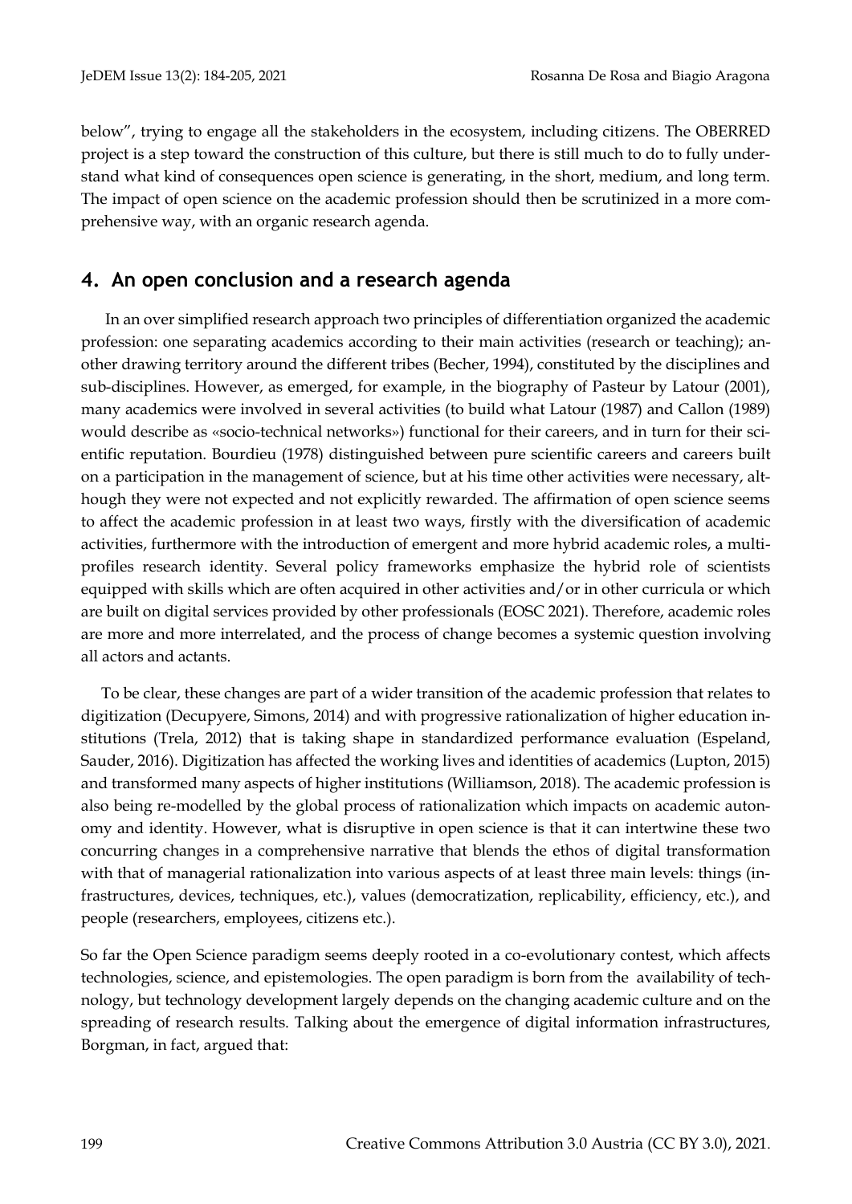below", trying to engage all the stakeholders in the ecosystem, including citizens. The OBERRED project is a step toward the construction of this culture, but there is still much to do to fully understand what kind of consequences open science is generating, in the short, medium, and long term. The impact of open science on the academic profession should then be scrutinized in a more comprehensive way, with an organic research agenda.

## 4. An open conclusion and a research agenda

In an over simplified research approach two principles of differentiation organized the academic profession: one separating academics according to their main activities (research or teaching); another drawing territory around the different tribes (Becher, 1994), constituted by the disciplines and sub-disciplines. However, as emerged, for example, in the biography of Pasteur by Latour (2001), many academics were involved in several activities (to build what Latour (1987) and Callon (1989) would describe as «socio-technical networks») functional for their careers, and in turn for their scientific reputation. Bourdieu (1978) distinguished between pure scientific careers and careers built on a participation in the management of science, but at his time other activities were necessary, although they were not expected and not explicitly rewarded. The affirmation of open science seems to affect the academic profession in at least two ways, firstly with the diversification of academic activities, furthermore with the introduction of emergent and more hybrid academic roles, a multi-profiles research identity. Several policy frameworks emphasize the hybrid role of scientists equipped with skills which are often acquired in other activities and/or in other curricula or which are built on digital services provided by other professionals (EOSC 2021). Therefore, academic roles are more and more interrelated, and the process of change becomes a systemic question involving all actors and actants.

To be clear, these changes are part of a wider transition of the academic profession that relates to digitization (Decupyere, Simons, 2014) and with progressive rationalization of higher education institutions (Trela, 2012) that is taking shape in standardized performance evaluation (Espeland, Sauder, 2016). Digitization has affected the working lives and identities of academics (Lupton, 2015) and transformed many aspects of higher institutions (Williamson, 2018). The academic profession is also being re-modelled by the global process of rationalization which impacts on academic autonomy and identity. However, what is disruptive in open science is that it can intertwine these two concurring changes in a comprehensive narrative that blends the ethos of digital transformation with that of managerial rationalization into various aspects of at least three main levels: things (infrastructures, devices, techniques, etc.), values (democratization, replicability, efficiency, etc.), and people (researchers, employees, citizens etc.).

So far the Open Science paradigm seems deeply rooted in a co-evolutionary contest, which affects technologies, science, and epistemologies. The open paradigm is born from the availability of technology, but technology development largely depends on the changing academic culture and on the spreading of research results. Talking about the emergence of digital information infrastructures, Borgman, in fact, argued that: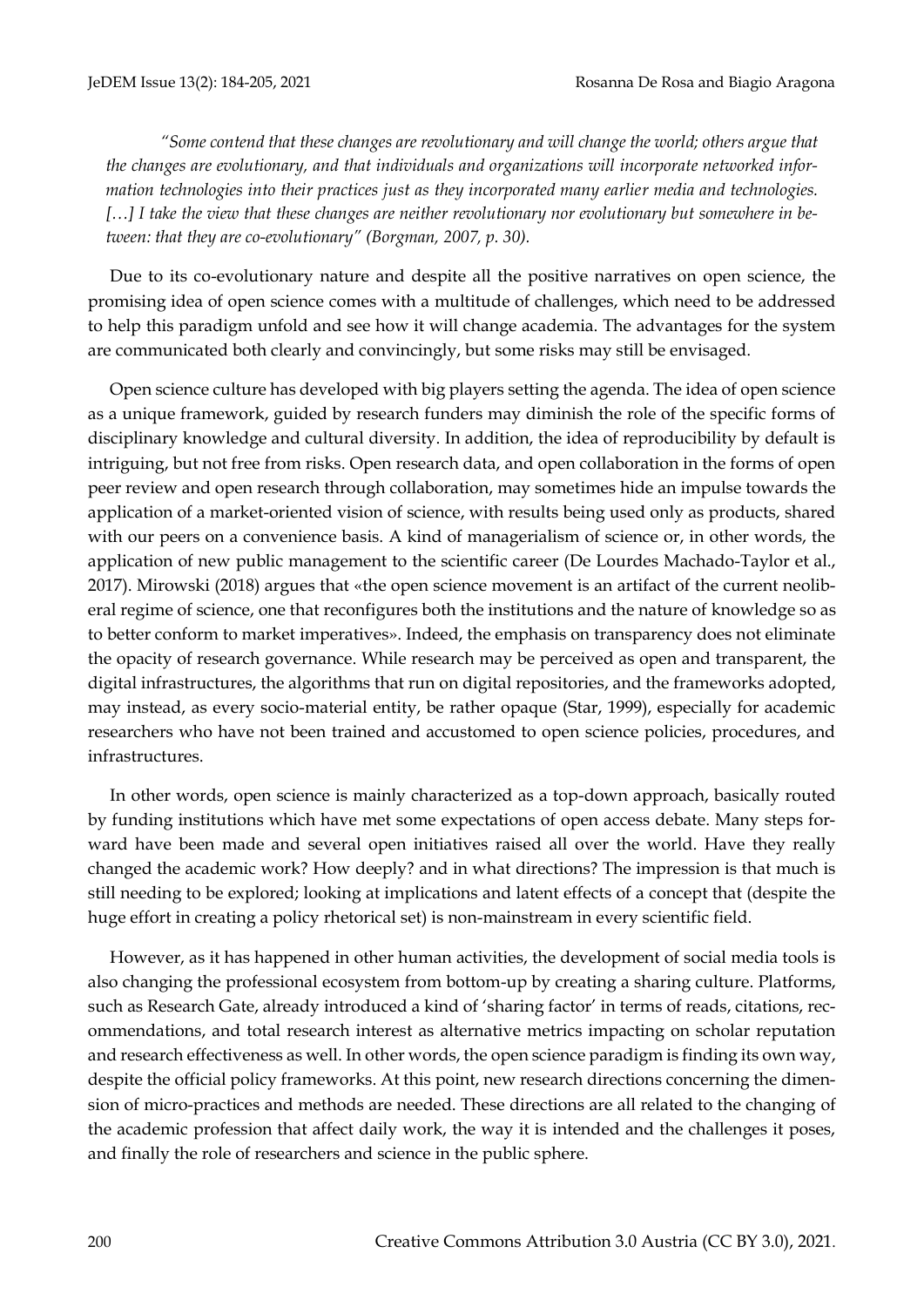*"Some contend that these changes are revolutionary and will change the world; others argue that the changes are evolutionary, and that individuals and organizations will incorporate networked information technologies into their practices just as they incorporated many earlier media and technologies. […] I take the view that these changes are neither revolutionary nor evolutionary but somewhere in between: that they are co-evolutionary" (Borgman, 2007, p. 30).*

Due to its co-evolutionary nature and despite all the positive narratives on open science, the promising idea of open science comes with a multitude of challenges, which need to be addressed to help this paradigm unfold and see how it will change academia. The advantages for the system are communicated both clearly and convincingly, but some risks may still be envisaged.

Open science culture has developed with big players setting the agenda. The idea of open science as a unique framework, guided by research funders may diminish the role of the specific forms of disciplinary knowledge and cultural diversity. In addition, the idea of reproducibility by default is intriguing, but not free from risks. Open research data, and open collaboration in the forms of open peer review and open research through collaboration, may sometimes hide an impulse towards the application of a market-oriented vision of science, with results being used only as products, shared with our peers on a convenience basis. A kind of managerialism of science or, in other words, the application of new public management to the scientific career (De Lourdes Machado-Taylor et al., 2017). Mirowski (2018) argues that «the open science movement is an artifact of the current neoliberal regime of science, one that reconfigures both the institutions and the nature of knowledge so as to better conform to market imperatives». Indeed, the emphasis on transparency does not eliminate the opacity of research governance. While research may be perceived as open and transparent, the digital infrastructures, the algorithms that run on digital repositories, and the frameworks adopted, may instead, as every socio-material entity, be rather opaque (Star, 1999), especially for academic researchers who have not been trained and accustomed to open science policies, procedures, and infrastructures.

In other words, open science is mainly characterized as a top-down approach, basically routed by funding institutions which have met some expectations of open access debate. Many steps forward have been made and several open initiatives raised all over the world. Have they really changed the academic work? How deeply? and in what directions? The impression is that much is still needing to be explored; looking at implications and latent effects of a concept that (despite the huge effort in creating a policy rhetorical set) is non-mainstream in every scientific field.

However, as it has happened in other human activities, the development of social media tools is also changing the professional ecosystem from bottom-up by creating a sharing culture. Platforms, such as Research Gate, already introduced a kind of 'sharing factor' in terms of reads, citations, recommendations, and total research interest as alternative metrics impacting on scholar reputation and research effectiveness as well. In other words, the open science paradigm is finding its own way, despite the official policy frameworks. At this point, new research directions concerning the dimension of micro-practices and methods are needed. These directions are all related to the changing of the academic profession that affect daily work, the way it is intended and the challenges it poses, and finally the role of researchers and science in the public sphere.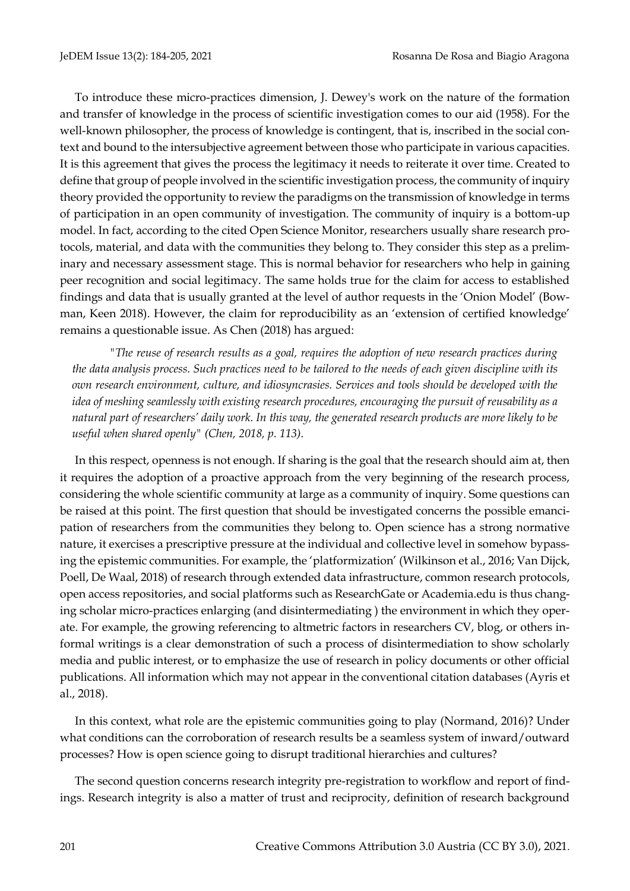To introduce these micro-practices dimension, J. Dewey's work on the nature of the formation and transfer of knowledge in the process of scientific investigation comes to our aid (1958). For the well-known philosopher, the process of knowledge is contingent, that is, inscribed in the social context and bound to the intersubjective agreement between those who participate in various capacities. It is this agreement that gives the process the legitimacy it needs to reiterate it over time. Created to define that group of people involved in the scientific investigation process, the community of inquiry theory provided the opportunity to review the paradigms on the transmission of knowledge in terms of participation in an open community of investigation. The community of inquiry is a bottom-up model. In fact, according to the cited Open Science Monitor, researchers usually share research protocols, material, and data with the communities they belong to. They consider this step as a preliminary and necessary assessment stage. This is normal behavior for researchers who help in gaining peer recognition and social legitimacy. The same holds true for the claim for access to established findings and data that is usually granted at the level of author requests in the 'Onion Model' (Bowman, Keen 2018). However, the claim for reproducibility as an 'extension of certified knowledge' remains a questionable issue. As Chen (2018) has argued:

> "*The reuse of research results as a goal, requires the adoption of new research practices during the data analysis process. Such practices need to be tailored to the needs of each given discipline with its own research environment, culture, and idiosyncrasies. Services and tools should be developed with the idea of meshing seamlessly with existing research procedures, encouraging the pursuit of reusability as a natural part of researchers' daily work. In this way, the generated research products are more likely to be useful when shared openly*" *(Chen, 2018, p. 113)*.

In this respect, openness is not enough. If sharing is the goal that the research should aim at, then it requires the adoption of a proactive approach from the very beginning of the research process, considering the whole scientific community at large as a community of inquiry. Some questions can be raised at this point. The first question that should be investigated concerns the possible emancipation of researchers from the communities they belong to. Open science has a strong normative nature, it exercises a prescriptive pressure at the individual and collective level in somehow bypassing the epistemic communities. For example, the 'platformization' (Wilkinson et al., 2016; Van Dijck, Poell, De Waal, 2018) of research through extended data infrastructure, common research protocols, open access repositories, and social platforms such as ResearchGate or Academia.edu is thus changing scholar micro-practices enlarging (and disintermediating ) the environment in which they operate. For example, the growing referencing to altmetric factors in researchers CV, blog, or others informal writings is a clear demonstration of such a process of disintermediation to show scholarly media and public interest, or to emphasize the use of research in policy documents or other official publications. All information which may not appear in the conventional citation databases (Ayris et al., 2018).

In this context, what role are the epistemic communities going to play (Normand, 2016)? Under what conditions can the corroboration of research results be a seamless system of inward/outward processes? How is open science going to disrupt traditional hierarchies and cultures?

The second question concerns research integrity pre-registration to workflow and report of findings. Research integrity is also a matter of trust and reciprocity, definition of research background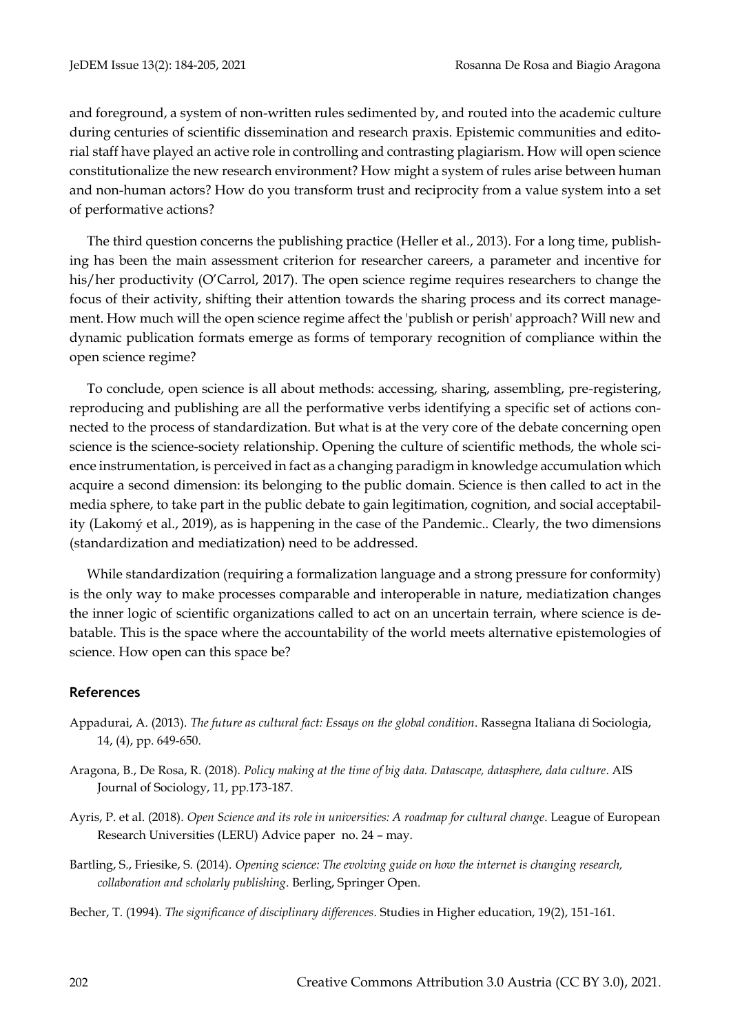and foreground, a system of non-written rules sedimented by, and routed into the academic culture during centuries of scientific dissemination and research praxis. Epistemic communities and editorial staff have played an active role in controlling and contrasting plagiarism. How will open science constitutionalize the new research environment? How might a system of rules arise between human and non-human actors? How do you transform trust and reciprocity from a value system into a set of performative actions?

The third question concerns the publishing practice (Heller et al., 2013). For a long time, publishing has been the main assessment criterion for researcher careers, a parameter and incentive for his/her productivity (O'Carrol, 2017). The open science regime requires researchers to change the focus of their activity, shifting their attention towards the sharing process and its correct management. How much will the open science regime affect the 'publish or perish' approach? Will new and dynamic publication formats emerge as forms of temporary recognition of compliance within the open science regime?

To conclude, open science is all about methods: accessing, sharing, assembling, pre-registering, reproducing and publishing are all the performative verbs identifying a specific set of actions connected to the process of standardization. But what is at the very core of the debate concerning open science is the science-society relationship. Opening the culture of scientific methods, the whole science instrumentation, is perceived in fact as a changing paradigm in knowledge accumulation which acquire a second dimension: its belonging to the public domain. Science is then called to act in the media sphere, to take part in the public debate to gain legitimation, cognition, and social acceptability (Lakomý et al., 2019), as is happening in the case of the Pandemic.. Clearly, the two dimensions (standardization and mediatization) need to be addressed.

While standardization (requiring a formalization language and a strong pressure for conformity) is the only way to make processes comparable and interoperable in nature, mediatization changes the inner logic of scientific organizations called to act on an uncertain terrain, where science is debatable. This is the space where the accountability of the world meets alternative epistemologies of science. How open can this space be?

## References

Appadurai, A. (2013). *The future as cultural fact: Essays on the global condition*. Rassegna Italiana di Sociologia, 14, (4), pp. 649-650.

Aragona, B., De Rosa, R. (2018). *Policy making at the time of big data. Datascape, datasphere, data culture*. AIS Journal of Sociology, 11, pp.173-187.

Ayris, P. et al. (2018). *Open Science and its role in universities: A roadmap for cultural change*. League of European Research Universities (LERU) Advice paper no. 24 – may.

Bartling, S., Friesike, S. (2014). *Opening science: The evolving guide on how the internet is changing research, collaboration and scholarly publishing*. Berling, Springer Open.

Becher, T. (1994). *The significance of disciplinary differences*. Studies in Higher education, 19(2), 151-161.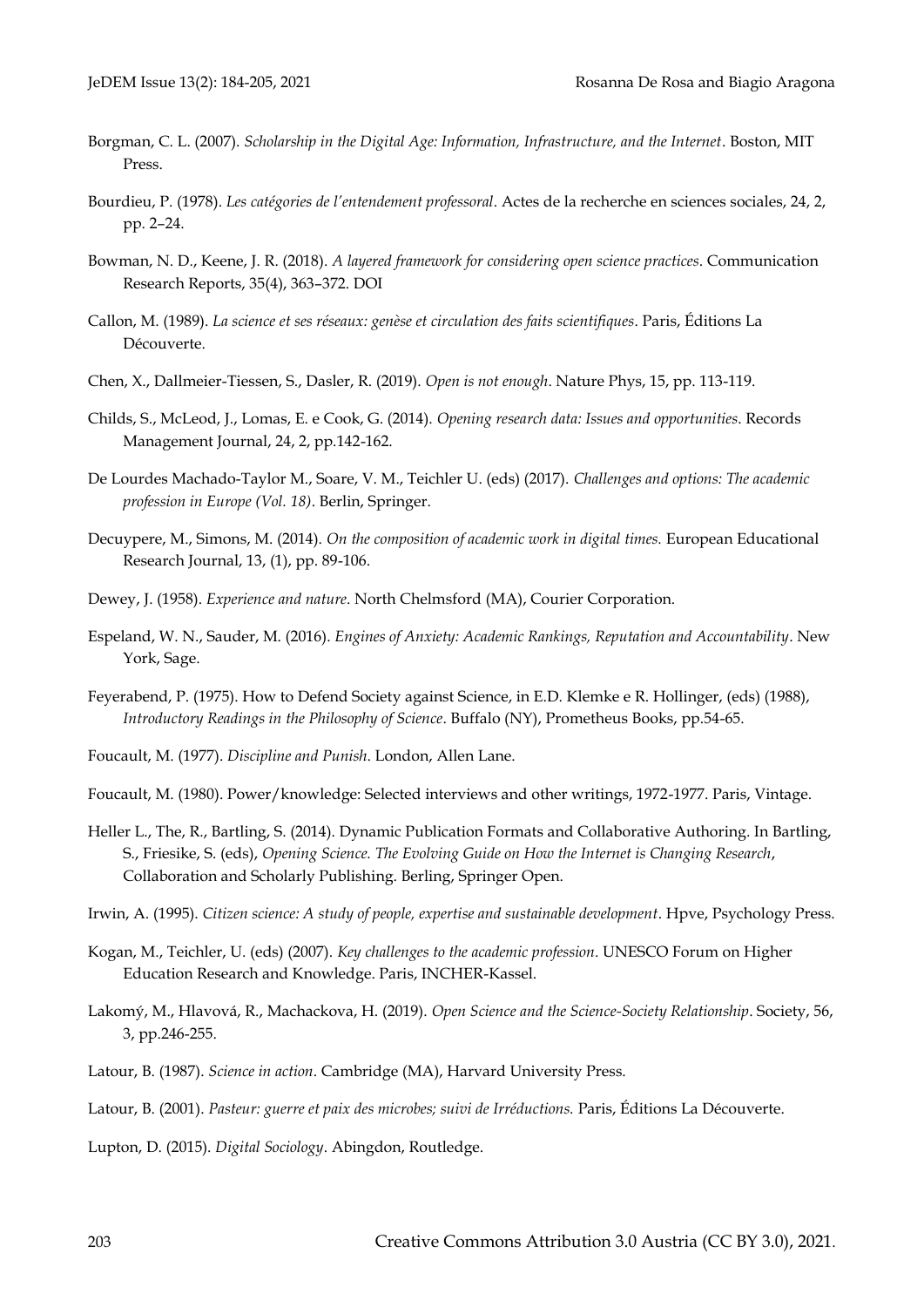Borgman, C. L. (2007). *Scholarship in the Digital Age: Information, Infrastructure, and the Internet*. Boston, MIT Press.

Bourdieu, P. (1978). *Les catégories de l'entendement professoral*. Actes de la recherche en sciences sociales, 24, 2, pp. 2–24.

Bowman, N. D., Keene, J. R. (2018). *A layered framework for considering open science practices*. Communication Research Reports, 35(4), 363–372. DOI

Callon, M. (1989). *La science et ses réseaux: genèse et circulation des faits scientifiques*. Paris, Éditions La Découverte.

Chen, X., Dallmeier-Tiessen, S., Dasler, R. (2019). *Open is not enough*. Nature Phys, 15, pp. 113-119.

Childs, S., McLeod, J., Lomas, E. e Cook, G. (2014). *Opening research data: Issues and opportunities*. Records Management Journal, 24, 2, pp.142-162.

De Lourdes Machado-Taylor M., Soare, V. M., Teichler U. (eds) (2017). *Challenges and options: The academic profession in Europe (Vol. 18)*. Berlin, Springer.

Decuypere, M., Simons, M. (2014). *On the composition of academic work in digital times.* European Educational Research Journal, 13, (1), pp. 89-106.

Dewey, J. (1958). *Experience and nature*. North Chelmsford (MA), Courier Corporation.

Espeland, W. N., Sauder, M. (2016). *Engines of Anxiety: Academic Rankings, Reputation and Accountability*. New York, Sage.

Feyerabend, P. (1975). How to Defend Society against Science, in E.D. Klemke e R. Hollinger, (eds) (1988), *Introductory Readings in the Philosophy of Science*. Buffalo (NY), Prometheus Books, pp.54-65.

Foucault, M. (1977). *Discipline and Punish*. London, Allen Lane.

Foucault, M. (1980). Power/knowledge: Selected interviews and other writings, 1972-1977. Paris, Vintage.

Heller L., The, R., Bartling, S. (2014). Dynamic Publication Formats and Collaborative Authoring. In Bartling, S., Friesike, S. (eds), *Opening Science. The Evolving Guide on How the Internet is Changing Research*, Collaboration and Scholarly Publishing. Berling, Springer Open.

Irwin, A. (1995). *Citizen science: A study of people, expertise and sustainable development*. Hpve, Psychology Press.

Kogan, M., Teichler, U. (eds) (2007). *Key challenges to the academic profession*. UNESCO Forum on Higher Education Research and Knowledge. Paris, INCHER-Kassel.

Lakomý, M., Hlavová, R., Machackova, H. (2019). *Open Science and the Science-Society Relationship*. Society, 56, 3, pp.246-255.

Latour, B. (1987). *Science in action*. Cambridge (MA), Harvard University Press.

Latour, B. (2001). *Pasteur: guerre et paix des microbes; suivi de Irréductions.* Paris, Éditions La Découverte.

Lupton, D. (2015). *Digital Sociology*. Abingdon, Routledge.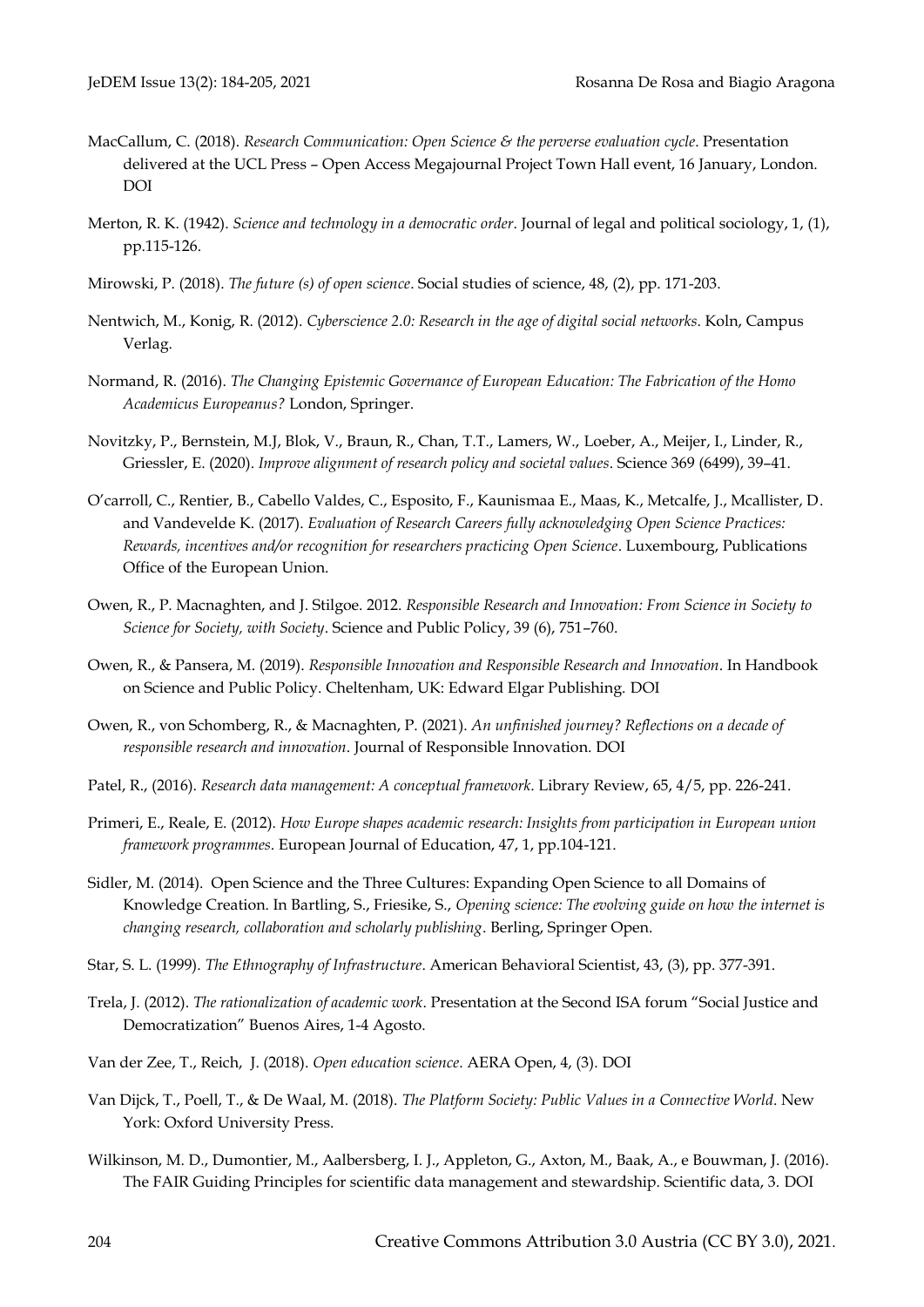MacCallum, C. (2018). *Research Communication: Open Science & the perverse evaluation cycle*. Presentation delivered at the UCL Press – Open Access Megajournal Project Town Hall event, 16 January, London. DOI

Merton, R. K. (1942). *Science and technology in a democratic order*. Journal of legal and political sociology, 1, (1), pp.115-126.

Mirowski, P. (2018). *The future (s) of open science*. Social studies of science, 48, (2), pp. 171-203.

Nentwich, M., Konig, R. (2012). *Cyberscience 2.0: Research in the age of digital social networks*. Koln, Campus Verlag.

Normand, R. (2016). *The Changing Epistemic Governance of European Education: The Fabrication of the Homo Academicus Europeanus?* London, Springer.

Novitzky, P., Bernstein, M.J, Blok, V., Braun, R., Chan, T.T., Lamers, W., Loeber, A., Meijer, I., Linder, R., Griessler, E. (2020). *Improve alignment of research policy and societal values*. Science 369 (6499), 39–41.

O'carroll, C., Rentier, B., Cabello Valdes, C., Esposito, F., Kaunismaa E., Maas, K., Metcalfe, J., Mcallister, D. and Vandevelde K. (2017). *Evaluation of Research Careers fully acknowledging Open Science Practices: Rewards, incentives and/or recognition for researchers practicing Open Science*. Luxembourg, Publications Office of the European Union.

Owen, R., P. Macnaghten, and J. Stilgoe. 2012. *Responsible Research and Innovation: From Science in Society to Science for Society, with Society*. Science and Public Policy, 39 (6), 751–760.

Owen, R., & Pansera, M. (2019). *Responsible Innovation and Responsible Research and Innovation*. In Handbook on Science and Public Policy. Cheltenham, UK: Edward Elgar Publishing. DOI

Owen, R., von Schomberg, R., & Macnaghten, P. (2021). *An unfinished journey? Reflections on a decade of responsible research and innovation*. Journal of Responsible Innovation. DOI

Patel, R., (2016). *Research data management: A conceptual framework*. Library Review, 65, 4/5, pp. 226-241.

Primeri, E., Reale, E. (2012). *How Europe shapes academic research: Insights from participation in European union framework programmes*. European Journal of Education, 47, 1, pp.104-121.

Sidler, M. (2014). Open Science and the Three Cultures: Expanding Open Science to all Domains of Knowledge Creation. In Bartling, S., Friesike, S., *Opening science: The evolving guide on how the internet is changing research, collaboration and scholarly publishing*. Berling, Springer Open.

Star, S. L. (1999). *The Ethnography of Infrastructure*. American Behavioral Scientist, 43, (3), pp. 377-391.

Trela, J. (2012). *The rationalization of academic work*. Presentation at the Second ISA forum "Social Justice and Democratization" Buenos Aires, 1-4 Agosto.

Van der Zee, T., Reich, J. (2018). *Open education science*. AERA Open, 4, (3). DOI

Van Dijck, T., Poell, T., & De Waal, M. (2018). *The Platform Society: Public Values in a Connective World*. New York: Oxford University Press.

Wilkinson, M. D., Dumontier, M., Aalbersberg, I. J., Appleton, G., Axton, M., Baak, A., e Bouwman, J. (2016). The FAIR Guiding Principles for scientific data management and stewardship. Scientific data, 3. DOI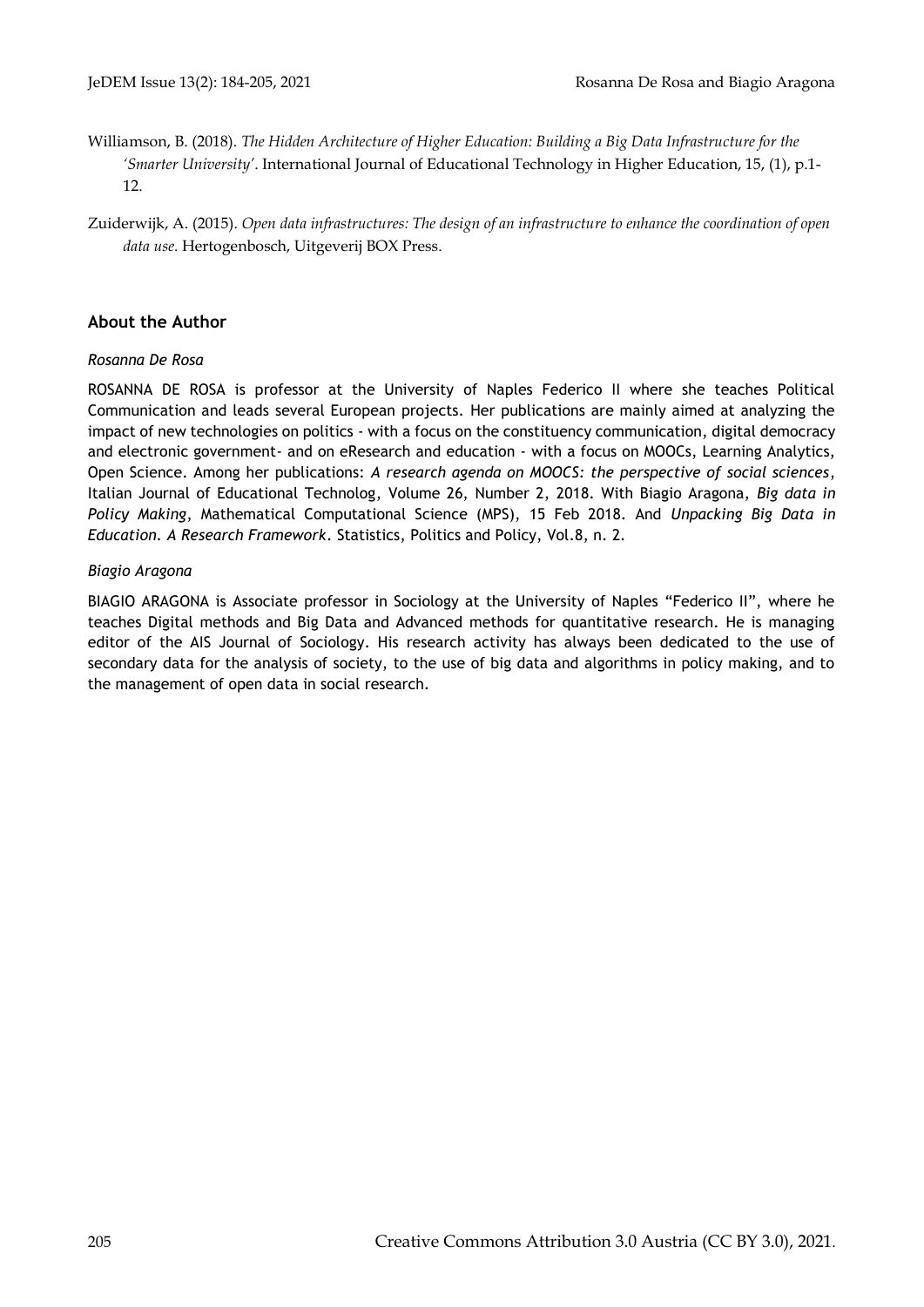Williamson, B. (2018). *The Hidden Architecture of Higher Education: Building a Big Data Infrastructure for the 'Smarter University'*. International Journal of Educational Technology in Higher Education, 15, (1), p.1-12.

Zuiderwijk, A. (2015). *Open data infrastructures: The design of an infrastructure to enhance the coordination of open data use*. Hertogenbosch, Uitgeverij BOX Press.

## About the Author

*Rosanna De Rosa*

ROSANNA DE ROSA is professor at the University of Naples Federico II where she teaches Political Communication and leads several European projects. Her publications are mainly aimed at analyzing the impact of new technologies on politics - with a focus on the constituency communication, digital democracy and electronic government- and on eResearch and education - with a focus on MOOCs, Learning Analytics, Open Science. Among her publications: *A research agenda on MOOCS: the perspective of social sciences*, Italian Journal of Educational Technolog, Volume 26, Number 2, 2018. With Biagio Aragona, *Big data in Policy Making*, Mathematical Computational Science (MPS), 15 Feb 2018. And *Unpacking Big Data in Education. A Research Framework*. Statistics, Politics and Policy, Vol.8, n. 2.

*Biagio Aragona*

BIAGIO ARAGONA is Associate professor in Sociology at the University of Naples "Federico II", where he teaches Digital methods and Big Data and Advanced methods for quantitative research. He is managing editor of the AIS Journal of Sociology. His research activity has always been dedicated to the use of secondary data for the analysis of society, to the use of big data and algorithms in policy making, and to the management of open data in social research.